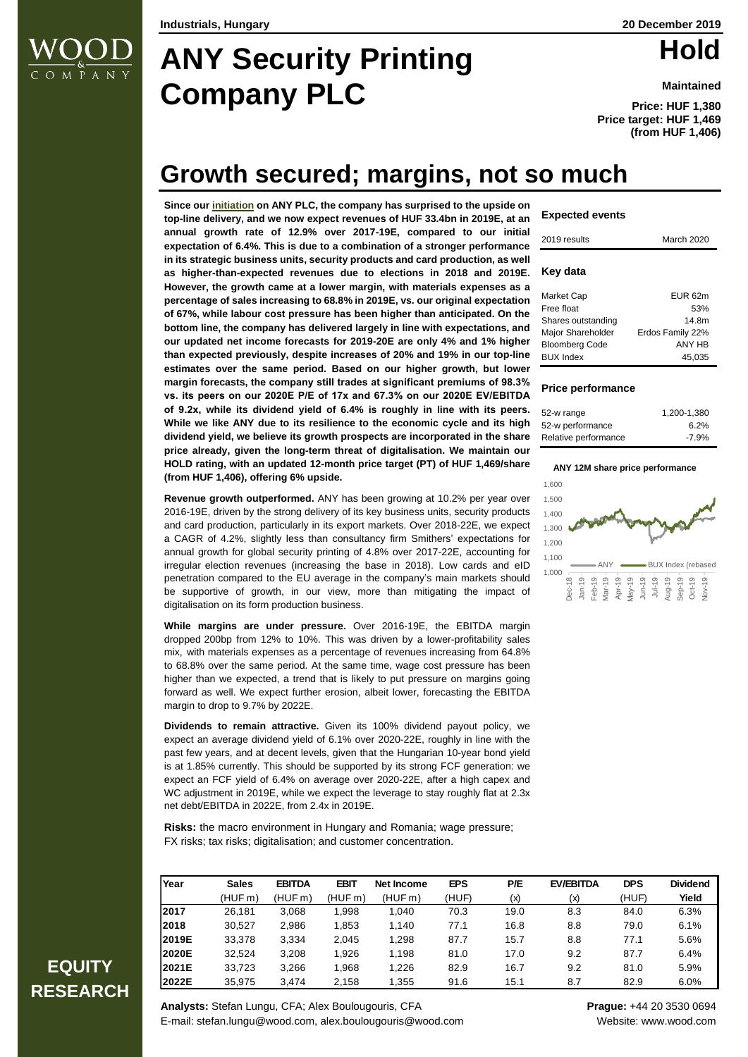Industrials, Hungary

20 December 2019

# ANY Security Printing Company PLC

# Hold

**Maintained**

**Price: HUF 1,380**
**Price target: HUF 1,469**
**(from HUF 1,406)**

## Growth secured; margins, not so much

**Since our initiation on ANY PLC, the company has surprised to the upside on top-line delivery, and we now expect revenues of HUF 33.4bn in 2019E, at an annual growth rate of 12.9% over 2017-19E, compared to our initial expectation of 6.4%. This is due to a combination of a stronger performance in its strategic business units, security products and card production, as well as higher-than-expected revenues due to elections in 2018 and 2019E. However, the growth came at a lower margin, with materials expenses as a percentage of sales increasing to 68.8% in 2019E, vs. our original expectation of 67%, while labour cost pressure has been higher than anticipated. On the bottom line, the company has delivered largely in line with expectations, and our updated net income forecasts for 2019-20E are only 4% and 1% higher than expected previously, despite increases of 20% and 19% in our top-line estimates over the same period. Based on our higher growth, but lower margin forecasts, the company still trades at significant premiums of 98.3% vs. its peers on our 2020E P/E of 17x and 67.3% on our 2020E EV/EBITDA of 9.2x, while its dividend yield of 6.4% is roughly in line with its peers. While we like ANY due to its resilience to the economic cycle and its high dividend yield, we believe its growth prospects are incorporated in the share price already, given the long-term threat of digitalisation. We maintain our HOLD rating, with an updated 12-month price target (PT) of HUF 1,469/share (from HUF 1,406), offering 6% upside.**

**Revenue growth outperformed.** ANY has been growing at 10.2% per year over 2016-19E, driven by the strong delivery of its key business units, security products and card production, particularly in its export markets. Over 2018-22E, we expect a CAGR of 4.2%, slightly less than consultancy firm Smithers' expectations for annual growth for global security printing of 4.8% over 2017-22E, accounting for irregular election revenues (increasing the base in 2018). Low cards and eID penetration compared to the EU average in the company's main markets should be supportive of growth, in our view, more than mitigating the impact of digitalisation on its form production business.

**While margins are under pressure.** Over 2016-19E, the EBITDA margin dropped 200bp from 12% to 10%. This was driven by a lower-profitability sales mix, with materials expenses as a percentage of revenues increasing from 64.8% to 68.8% over the same period. At the same time, wage cost pressure has been higher than we expected, a trend that is likely to put pressure on margins going forward as well. We expect further erosion, albeit lower, forecasting the EBITDA margin to drop to 9.7% by 2022E.

**Dividends to remain attractive.** Given its 100% dividend payout policy, we expect an average dividend yield of 6.1% over 2020-22E, roughly in line with the past few years, and at decent levels, given that the Hungarian 10-year bond yield is at 1.85% currently. This should be supported by its strong FCF generation: we expect an FCF yield of 6.4% on average over 2020-22E, after a high capex and WC adjustment in 2019E, while we expect the leverage to stay roughly flat at 2.3x net debt/EBITDA in 2022E, from 2.4x in 2019E.

**Risks:** the macro environment in Hungary and Romania; wage pressure; FX risks; tax risks; digitalisation; and customer concentration.

### Expected events

| | |
|---|---|
| 2019 results | March 2020 |

### Key data

| | |
|---|---|
| Market Cap | EUR 62m |
| Free float | 53% |
| Shares outstanding | 14.8m |
| Major Shareholder | Erdos Family 22% |
| Bloomberg Code | ANY HB |
| BUX Index | 45,035 |

### Price performance

| | |
|---|---|
| 52-w range | 1,200-1,380 |
| 52-w performance | 6.2% |
| Relative performance | -7.9% |

**ANY 12M share price performance**

1,600
1,500
1,400
1,300
1,200
1,100
1,000
Dec-18 Jan-19 Feb-19 Mar-19 Apr-19 May-19 Jun-19 Jul-19 Aug-19 Sep-19 Oct-19 Nov-19
ANY
BUX Index (rebased

| Year | Sales (HUF m) | EBITDA (HUF m) | EBIT (HUF m) | Net Income (HUF m) | EPS (HUF) | P/E (x) | EV/EBITDA (x) | DPS (HUF) | Dividend Yield |
|---|---|---|---|---|---|---|---|---|---|
| 2017 | 26,181 | 3,068 | 1,998 | 1,040 | 70.3 | 19.0 | 8.3 | 84.0 | 6.3% |
| 2018 | 30,527 | 2,986 | 1,853 | 1,140 | 77.1 | 16.8 | 8.8 | 79.0 | 6.1% |
| 2019E | 33,378 | 3,334 | 2,045 | 1,298 | 87.7 | 15.7 | 8.8 | 77.1 | 5.6% |
| 2020E | 32,524 | 3,208 | 1,926 | 1,198 | 81.0 | 17.0 | 9.2 | 87.7 | 6.4% |
| 2021E | 33,723 | 3,266 | 1,968 | 1,226 | 82.9 | 16.7 | 9.2 | 81.0 | 5.9% |
| 2022E | 35,975 | 3,474 | 2,158 | 1,355 | 91.6 | 15.1 | 8.7 | 82.9 | 6.0% |

**EQUITY RESEARCH**

**Analysts:** Stefan Lungu, CFA; Alex Boulougouris, CFA
E-mail: stefan.lungu@wood.com, alex.boulougouris@wood.com

**Prague:** +44 20 3530 0694
Website: www.wood.com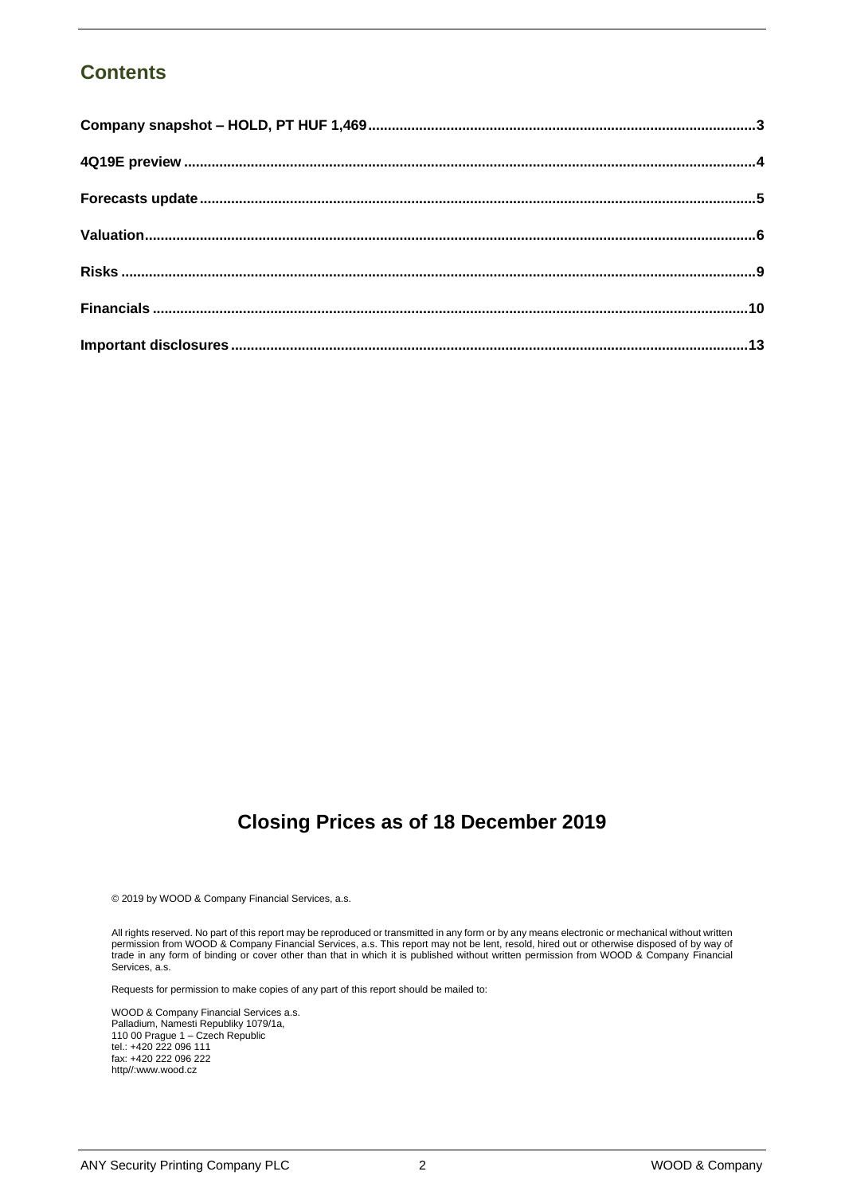## Contents

**Company snapshot – HOLD, PT HUF 1,469 ........ 3**

**4Q19E preview ........ 4**

**Forecasts update ........ 5**

**Valuation ........ 6**

**Risks ........ 9**

**Financials ........ 10**

**Important disclosures ........ 13**

**Closing Prices as of 18 December 2019**

© 2019 by WOOD & Company Financial Services, a.s.

All rights reserved. No part of this report may be reproduced or transmitted in any form or by any means electronic or mechanical without written permission from WOOD & Company Financial Services, a.s. This report may not be lent, resold, hired out or otherwise disposed of by way of trade in any form of binding or cover other than that in which it is published without written permission from WOOD & Company Financial Services, a.s.

Requests for permission to make copies of any part of this report should be mailed to:

WOOD & Company Financial Services a.s.
Palladium, Namesti Republiky 1079/1a,
110 00 Prague 1 – Czech Republic
tel.: +420 222 096 111
fax: +420 222 096 222
http//:www.wood.cz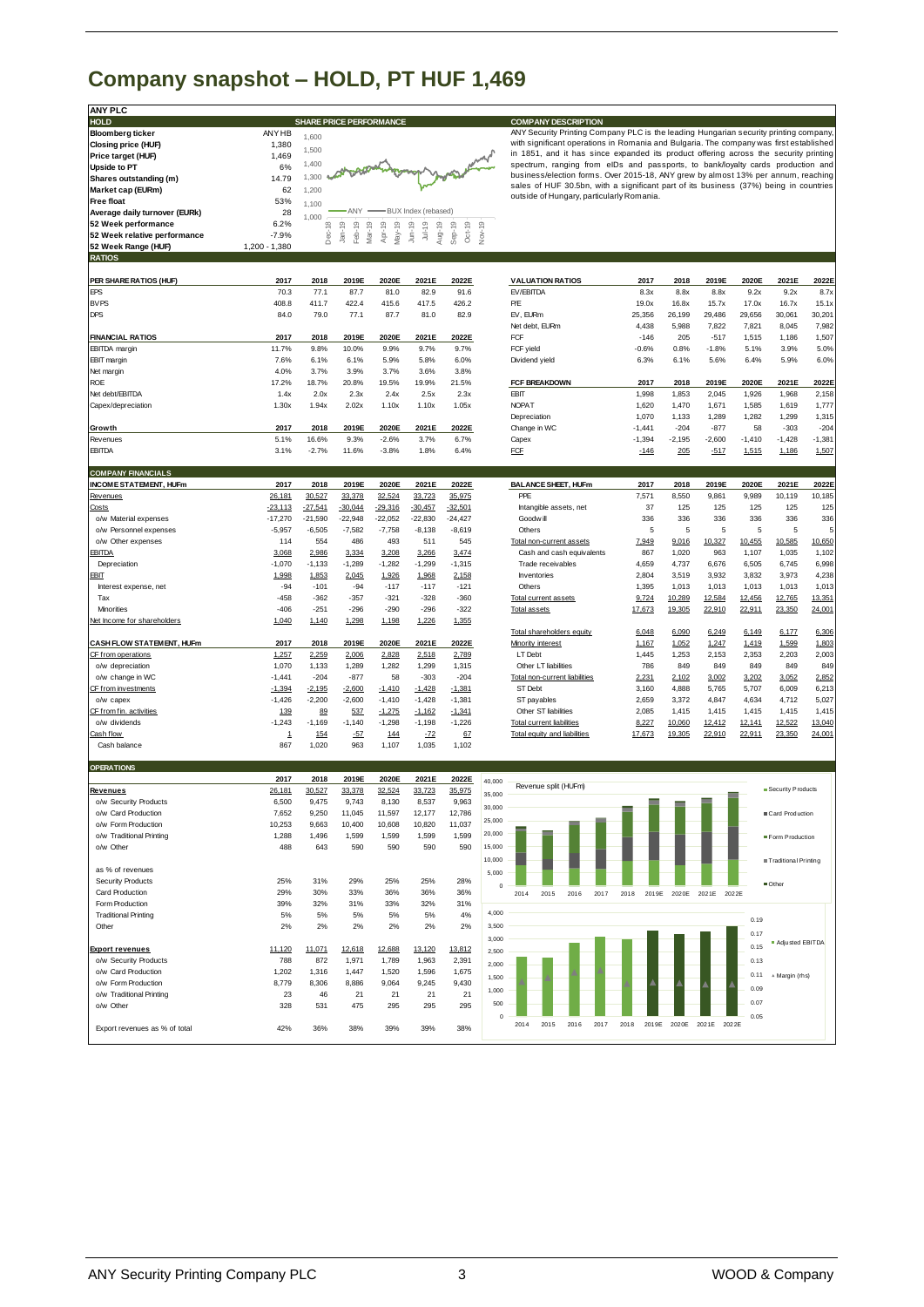# Company snapshot – HOLD, PT HUF 1,469

## ANY PLC

**HOLD**

| | |
|---|---|
| Bloomberg ticker | ANY HB |
| Closing price (HUF) | 1,380 |
| Price target (HUF) | 1,469 |
| Upside to PT | 6% |
| Shares outstanding (m) | 14.79 |
| Market cap (EURm) | 62 |
| Free float | 53% |
| Average daily turnover (EURk) | 28 |
| 52 Week performance | 6.2% |
| 52 Week relative performance | -7.9% |
| 52 Week Range (HUF) | 1,200 - 1,380 |

**SHARE PRICE PERFORMANCE**

1,600
1,500
1,400
1,300
1,200
1,100
1,000
ANY
BUX Index (rebased)
Dec-18 Jan-19 Feb-19 Mar-19 Apr-19 May-19 Jun-19 Jul-19 Aug-19 Sep-19 Oct-19 Nov-19

**COMPANY DESCRIPTION**

ANY Security Printing Company PLC is the leading Hungarian security printing company, with significant operations in Romania and Bulgaria. The company was first established in 1851, and it has since expanded its product offering across the security printing spectrum, ranging from eIDs and passports, to bank/loyalty cards production and business/election forms. Over 2015-18, ANY grew by almost 13% per annum, reaching sales of HUF 30.5bn, with a significant part of its business (37%) being in countries outside of Hungary, particularly Romania.

## RATIOS

| PER SHARE RATIOS (HUF) | 2017 | 2018 | 2019E | 2020E | 2021E | 2022E |
|---|---|---|---|---|---|---|
| EPS | 70.3 | 77.1 | 87.7 | 81.0 | 82.9 | 91.6 |
| BVPS | 408.8 | 411.7 | 422.4 | 415.6 | 417.5 | 426.2 |
| DPS | 84.0 | 79.0 | 77.1 | 87.7 | 81.0 | 82.9 |

| FINANCIAL RATIOS | 2017 | 2018 | 2019E | 2020E | 2021E | 2022E |
|---|---|---|---|---|---|---|
| EBITDA margin | 11.7% | 9.8% | 10.0% | 9.9% | 9.7% | 9.7% |
| EBIT margin | 7.6% | 6.1% | 6.1% | 5.9% | 5.8% | 6.0% |
| Net margin | 4.0% | 3.7% | 3.9% | 3.7% | 3.6% | 3.8% |
| ROE | 17.2% | 18.7% | 20.8% | 19.5% | 19.9% | 21.5% |
| Net debt/EBITDA | 1.4x | 2.0x | 2.3x | 2.4x | 2.5x | 2.3x |
| Capex/depreciation | 1.30x | 1.94x | 2.02x | 1.10x | 1.10x | 1.05x |

| Growth | 2017 | 2018 | 2019E | 2020E | 2021E | 2022E |
|---|---|---|---|---|---|---|
| Revenues | 5.1% | 16.6% | 9.3% | -2.6% | 3.7% | 6.7% |
| EBITDA | 3.1% | -2.7% | 11.6% | -3.8% | 1.8% | 6.4% |

| VALUATION RATIOS | 2017 | 2018 | 2019E | 2020E | 2021E | 2022E |
|---|---|---|---|---|---|---|
| EV/EBITDA | 8.3x | 8.8x | 8.8x | 9.2x | 9.2x | 8.7x |
| P/E | 19.0x | 16.8x | 15.7x | 17.0x | 16.7x | 15.1x |
| EV, EURm | 25,356 | 26,199 | 29,486 | 29,656 | 30,061 | 30,201 |
| Net debt, EURm | 4,438 | 5,988 | 7,822 | 7,821 | 8,045 | 7,982 |
| FCF | -146 | 205 | -517 | 1,515 | 1,186 | 1,507 |
| FCF yield | -0.6% | 0.8% | -1.8% | 5.1% | 3.9% | 5.0% |
| Dividend yield | 6.3% | 6.1% | 5.6% | 6.4% | 5.9% | 6.0% |

| FCF BREAKDOWN | 2017 | 2018 | 2019E | 2020E | 2021E | 2022E |
|---|---|---|---|---|---|---|
| EBIT | 1,998 | 1,853 | 2,045 | 1,926 | 1,968 | 2,158 |
| NOPAT | 1,620 | 1,470 | 1,671 | 1,585 | 1,619 | 1,777 |
| Depreciation | 1,070 | 1,133 | 1,289 | 1,282 | 1,299 | 1,315 |
| Change in WC | -1,441 | -204 | -877 | 58 | -303 | -204 |
| Capex | -1,394 | -2,195 | -2,600 | -1,410 | -1,428 | -1,381 |
| FCF | -146 | 205 | -517 | 1,515 | 1,186 | 1,507 |

## COMPANY FINANCIALS

| INCOME STATEMENT, HUFm | 2017 | 2018 | 2019E | 2020E | 2021E | 2022E |
|---|---|---|---|---|---|---|
| Revenues | 26,181 | 30,527 | 33,378 | 32,524 | 33,723 | 35,975 |
| Costs | -23,113 | -27,541 | -30,044 | -29,316 | -30,457 | -32,501 |
| o/w Material expenses | -17,270 | -21,590 | -22,948 | -22,052 | -22,830 | -24,427 |
| o/w Personnel expenses | -5,957 | -6,505 | -7,582 | -7,758 | -8,138 | -8,619 |
| o/w Other expenses | 114 | 554 | 486 | 493 | 511 | 545 |
| EBITDA | 3,068 | 2,986 | 3,334 | 3,208 | 3,266 | 3,474 |
| Depreciation | -1,070 | -1,133 | -1,289 | -1,282 | -1,299 | -1,315 |
| EBIT | 1,998 | 1,853 | 2,045 | 1,926 | 1,968 | 2,158 |
| Interest expense, net | -94 | -101 | -94 | -117 | -117 | -121 |
| Tax | -458 | -362 | -357 | -321 | -328 | -360 |
| Minorities | -406 | -251 | -296 | -290 | -296 | -322 |
| Net Income for shareholders | 1,040 | 1,140 | 1,298 | 1,198 | 1,226 | 1,355 |

| CASH FLOW STATEMENT, HUFm | 2017 | 2018 | 2019E | 2020E | 2021E | 2022E |
|---|---|---|---|---|---|---|
| CF from operations | 1,257 | 2,259 | 2,006 | 2,828 | 2,518 | 2,789 |
| o/w depreciation | 1,070 | 1,133 | 1,289 | 1,282 | 1,299 | 1,315 |
| o/w change in WC | -1,441 | -204 | -877 | 58 | -303 | -204 |
| CF from investments | -1,394 | -2,195 | -2,600 | -1,410 | -1,428 | -1,381 |
| o/w capex | -1,426 | -2,200 | -2,600 | -1,410 | -1,428 | -1,381 |
| CF from fin. activities | 139 | 89 | 537 | -1,275 | -1,162 | -1,341 |
| o/w dividends | -1,243 | -1,169 | -1,140 | -1,298 | -1,198 | -1,226 |
| Cash flow | 1 | 154 | -57 | 144 | -72 | 67 |
| Cash balance | 867 | 1,020 | 963 | 1,107 | 1,035 | 1,102 |

| BALANCE SHEET, HUFm | 2017 | 2018 | 2019E | 2020E | 2021E | 2022E |
|---|---|---|---|---|---|---|
| PPE | 7,571 | 8,550 | 9,861 | 9,989 | 10,119 | 10,185 |
| Intangible assets, net | 37 | 125 | 125 | 125 | 125 | 125 |
| Goodwill | 336 | 336 | 336 | 336 | 336 | 336 |
| Others | 5 | 5 | 5 | 5 | 5 | 5 |
| Total non-current assets | 7,949 | 9,016 | 10,327 | 10,455 | 10,585 | 10,650 |
| Cash and cash equivalents | 867 | 1,020 | 963 | 1,107 | 1,035 | 1,102 |
| Trade receivables | 4,659 | 4,737 | 6,676 | 6,505 | 6,745 | 6,998 |
| Inventories | 2,804 | 3,519 | 3,932 | 3,832 | 3,973 | 4,238 |
| Others | 1,395 | 1,013 | 1,013 | 1,013 | 1,013 | 1,013 |
| Total current assets | 9,724 | 10,289 | 12,584 | 12,456 | 12,765 | 13,351 |
| Total assets | 17,673 | 19,305 | 22,910 | 22,911 | 23,350 | 24,001 |
| Total shareholders equity | 6,048 | 6,090 | 6,249 | 6,149 | 6,177 | 6,306 |
| Minority interest | 1,167 | 1,052 | 1,247 | 1,419 | 1,599 | 1,803 |
| LT Debt | 1,445 | 1,253 | 2,153 | 2,353 | 2,203 | 2,003 |
| Other LT liabilities | 786 | 849 | 849 | 849 | 849 | 849 |
| Total non-current liabilities | 2,231 | 2,102 | 3,002 | 3,202 | 3,052 | 2,852 |
| ST Debt | 3,160 | 4,888 | 5,765 | 5,707 | 6,009 | 6,213 |
| ST payables | 2,659 | 3,372 | 4,847 | 4,634 | 4,712 | 5,027 |
| Other ST liabilities | 2,085 | 1,415 | 1,415 | 1,415 | 1,415 | 1,415 |
| Total current liabilities | 8,227 | 10,060 | 12,412 | 12,141 | 12,522 | 13,040 |
| Total equity and liabilities | 17,673 | 19,305 | 22,910 | 22,911 | 23,350 | 24,001 |

## OPERATIONS

| | 2017 | 2018 | 2019E | 2020E | 2021E | 2022E |
|---|---|---|---|---|---|---|
| **Revenues** | 26,181 | 30,527 | 33,378 | 32,524 | 33,723 | 35,975 |
| o/w Security Products | 6,500 | 9,475 | 9,743 | 8,130 | 8,537 | 9,963 |
| o/w Card Production | 7,652 | 9,250 | 11,045 | 11,597 | 12,177 | 12,786 |
| o/w Form Production | 10,253 | 9,663 | 10,400 | 10,608 | 10,820 | 11,037 |
| o/w Traditional Printing | 1,288 | 1,496 | 1,599 | 1,599 | 1,599 | 1,599 |
| o/w Other | 488 | 643 | 590 | 590 | 590 | 590 |
| as % of revenues | | | | | | |
| Security Products | 25% | 31% | 29% | 25% | 25% | 28% |
| Card Production | 29% | 30% | 33% | 36% | 36% | 36% |
| Form Production | 39% | 32% | 31% | 33% | 32% | 31% |
| Traditional Printing | 5% | 5% | 5% | 5% | 5% | 4% |
| Other | 2% | 2% | 2% | 2% | 2% | 2% |
| **Export revenues** | 11,120 | 11,071 | 12,618 | 12,688 | 13,120 | 13,812 |
| o/w Security Products | 788 | 872 | 1,971 | 1,789 | 1,963 | 2,391 |
| o/w Card Production | 1,202 | 1,316 | 1,447 | 1,520 | 1,596 | 1,675 |
| o/w Form Production | 8,779 | 8,306 | 8,886 | 9,064 | 9,245 | 9,430 |
| o/w Traditional Printing | 23 | 46 | 21 | 21 | 21 | 21 |
| o/w Other | 328 | 531 | 475 | 295 | 295 | 295 |
| Export revenues as % of total | 42% | 36% | 38% | 39% | 39% | 38% |

Revenue split (HUFm)
40,000 35,000 30,000 25,000 20,000 15,000 10,000 5,000 0
2014 2015 2016 2017 2018 2019E 2020E 2021E 2022E
Security Products
Card Production
Form Production
Traditional Printing
Other

4,000 3,500 3,000 2,500 2,000 1,500 1,000 500 0
2014 2015 2016 2017 2018 2019E 2020E 2021E 2022E
0.19 0.17 0.15 0.13 0.11 0.09 0.07 0.05
Adjusted EBITDA
Margin (rhs)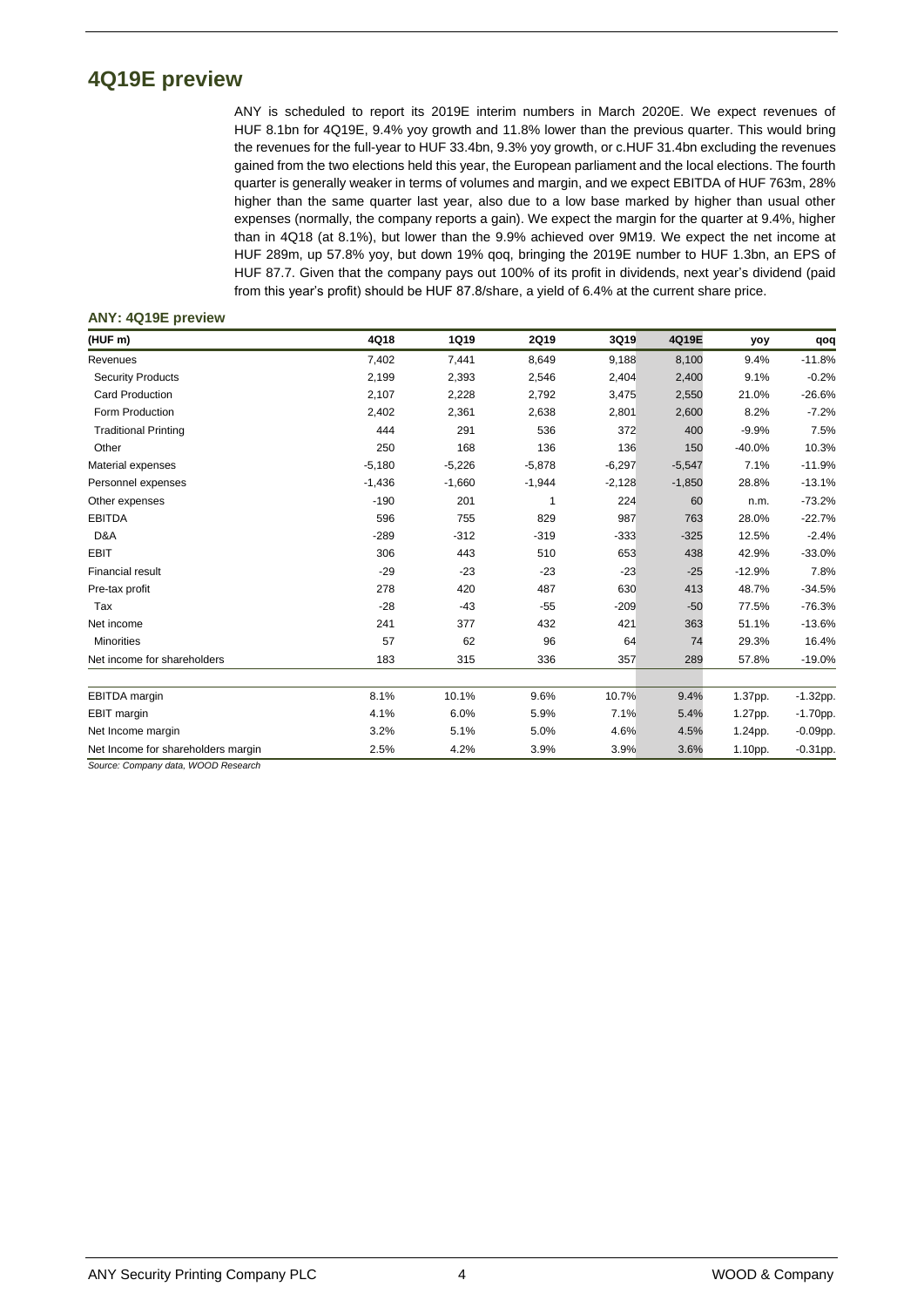## 4Q19E preview

ANY is scheduled to report its 2019E interim numbers in March 2020E. We expect revenues of HUF 8.1bn for 4Q19E, 9.4% yoy growth and 11.8% lower than the previous quarter. This would bring the revenues for the full-year to HUF 33.4bn, 9.3% yoy growth, or c.HUF 31.4bn excluding the revenues gained from the two elections held this year, the European parliament and the local elections. The fourth quarter is generally weaker in terms of volumes and margin, and we expect EBITDA of HUF 763m, 28% higher than the same quarter last year, also due to a low base marked by higher than usual other expenses (normally, the company reports a gain). We expect the margin for the quarter at 9.4%, higher than in 4Q18 (at 8.1%), but lower than the 9.9% achieved over 9M19. We expect the net income at HUF 289m, up 57.8% yoy, but down 19% qoq, bringing the 2019E number to HUF 1.3bn, an EPS of HUF 87.7. Given that the company pays out 100% of its profit in dividends, next year's dividend (paid from this year's profit) should be HUF 87.8/share, a yield of 6.4% at the current share price.

**ANY: 4Q19E preview**

| (HUF m) | 4Q18 | 1Q19 | 2Q19 | 3Q19 | 4Q19E | yoy | qoq |
|---|---|---|---|---|---|---|---|
| Revenues | 7,402 | 7,441 | 8,649 | 9,188 | 8,100 | 9.4% | -11.8% |
| Security Products | 2,199 | 2,393 | 2,546 | 2,404 | 2,400 | 9.1% | -0.2% |
| Card Production | 2,107 | 2,228 | 2,792 | 3,475 | 2,550 | 21.0% | -26.6% |
| Form Production | 2,402 | 2,361 | 2,638 | 2,801 | 2,600 | 8.2% | -7.2% |
| Traditional Printing | 444 | 291 | 536 | 372 | 400 | -9.9% | 7.5% |
| Other | 250 | 168 | 136 | 136 | 150 | -40.0% | 10.3% |
| Material expenses | -5,180 | -5,226 | -5,878 | -6,297 | -5,547 | 7.1% | -11.9% |
| Personnel expenses | -1,436 | -1,660 | -1,944 | -2,128 | -1,850 | 28.8% | -13.1% |
| Other expenses | -190 | 201 | 1 | 224 | 60 | n.m. | -73.2% |
| EBITDA | 596 | 755 | 829 | 987 | 763 | 28.0% | -22.7% |
| D&A | -289 | -312 | -319 | -333 | -325 | 12.5% | -2.4% |
| EBIT | 306 | 443 | 510 | 653 | 438 | 42.9% | -33.0% |
| Financial result | -29 | -23 | -23 | -23 | -25 | -12.9% | 7.8% |
| Pre-tax profit | 278 | 420 | 487 | 630 | 413 | 48.7% | -34.5% |
| Tax | -28 | -43 | -55 | -209 | -50 | 77.5% | -76.3% |
| Net income | 241 | 377 | 432 | 421 | 363 | 51.1% | -13.6% |
| Minorities | 57 | 62 | 96 | 64 | 74 | 29.3% | 16.4% |
| Net income for shareholders | 183 | 315 | 336 | 357 | 289 | 57.8% | -19.0% |
| | | | | | | | |
| EBITDA margin | 8.1% | 10.1% | 9.6% | 10.7% | 9.4% | 1.37pp. | -1.32pp. |
| EBIT margin | 4.1% | 6.0% | 5.9% | 7.1% | 5.4% | 1.27pp. | -1.70pp. |
| Net Income margin | 3.2% | 5.1% | 5.0% | 4.6% | 4.5% | 1.24pp. | -0.09pp. |
| Net Income for shareholders margin | 2.5% | 4.2% | 3.9% | 3.9% | 3.6% | 1.10pp. | -0.31pp. |

*Source: Company data, WOOD Research*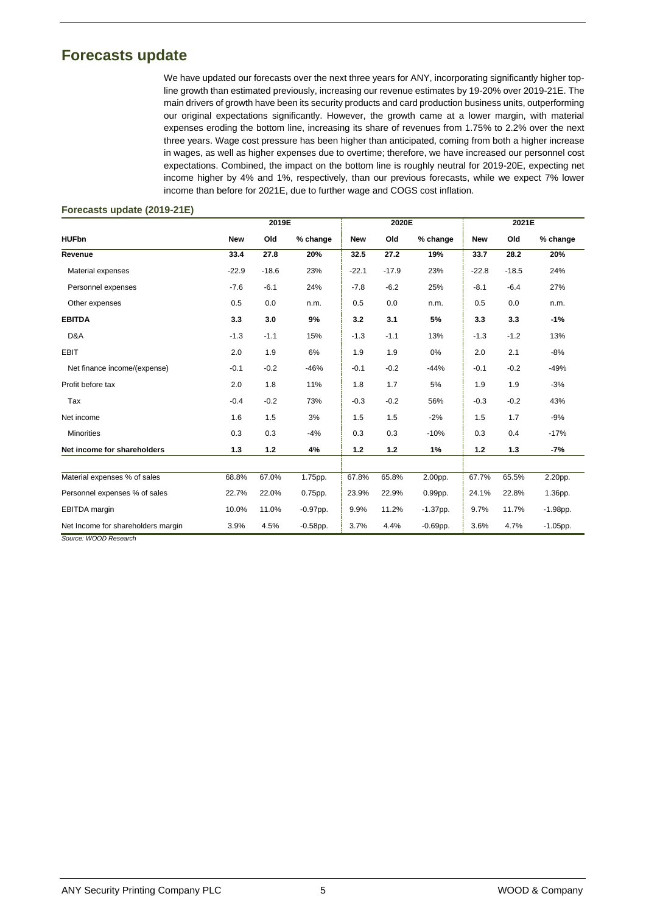## Forecasts update

We have updated our forecasts over the next three years for ANY, incorporating significantly higher top-line growth than estimated previously, increasing our revenue estimates by 19-20% over 2019-21E. The main drivers of growth have been its security products and card production business units, outperforming our original expectations significantly. However, the growth came at a lower margin, with material expenses eroding the bottom line, increasing its share of revenues from 1.75% to 2.2% over the next three years. Wage cost pressure has been higher than anticipated, coming from both a higher increase in wages, as well as higher expenses due to overtime; therefore, we have increased our personnel cost expectations. Combined, the impact on the bottom line is roughly neutral for 2019-20E, expecting net income higher by 4% and 1%, respectively, than our previous forecasts, while we expect 7% lower income than before for 2021E, due to further wage and COGS cost inflation.

**Forecasts update (2019-21E)**

| | 2019E | | | 2020E | | | 2021E | | |
|---|---|---|---|---|---|---|---|---|---|
| **HUFbn** | **New** | **Old** | **% change** | **New** | **Old** | **% change** | **New** | **Old** | **% change** |
| **Revenue** | **33.4** | **27.8** | **20%** | **32.5** | **27.2** | **19%** | **33.7** | **28.2** | **20%** |
| Material expenses | -22.9 | -18.6 | 23% | -22.1 | -17.9 | 23% | -22.8 | -18.5 | 24% |
| Personnel expenses | -7.6 | -6.1 | 24% | -7.8 | -6.2 | 25% | -8.1 | -6.4 | 27% |
| Other expenses | 0.5 | 0.0 | n.m. | 0.5 | 0.0 | n.m. | 0.5 | 0.0 | n.m. |
| **EBITDA** | **3.3** | **3.0** | **9%** | **3.2** | **3.1** | **5%** | **3.3** | **3.3** | **-1%** |
| D&A | -1.3 | -1.1 | 15% | -1.3 | -1.1 | 13% | -1.3 | -1.2 | 13% |
| EBIT | 2.0 | 1.9 | 6% | 1.9 | 1.9 | 0% | 2.0 | 2.1 | -8% |
| Net finance income/(expense) | -0.1 | -0.2 | -46% | -0.1 | -0.2 | -44% | -0.1 | -0.2 | -49% |
| Profit before tax | 2.0 | 1.8 | 11% | 1.8 | 1.7 | 5% | 1.9 | 1.9 | -3% |
| Tax | -0.4 | -0.2 | 73% | -0.3 | -0.2 | 56% | -0.3 | -0.2 | 43% |
| Net income | 1.6 | 1.5 | 3% | 1.5 | 1.5 | -2% | 1.5 | 1.7 | -9% |
| Minorities | 0.3 | 0.3 | -4% | 0.3 | 0.3 | -10% | 0.3 | 0.4 | -17% |
| **Net income for shareholders** | **1.3** | **1.2** | **4%** | **1.2** | **1.2** | **1%** | **1.2** | **1.3** | **-7%** |
| | | | | | | | | | |
| Material expenses % of sales | 68.8% | 67.0% | 1.75pp. | 67.8% | 65.8% | 2.00pp. | 67.7% | 65.5% | 2.20pp. |
| Personnel expenses % of sales | 22.7% | 22.0% | 0.75pp. | 23.9% | 22.9% | 0.99pp. | 24.1% | 22.8% | 1.36pp. |
| EBITDA margin | 10.0% | 11.0% | -0.97pp. | 9.9% | 11.2% | -1.37pp. | 9.7% | 11.7% | -1.98pp. |
| Net Income for shareholders margin | 3.9% | 4.5% | -0.58pp. | 3.7% | 4.4% | -0.69pp. | 3.6% | 4.7% | -1.05pp. |

*Source: WOOD Research*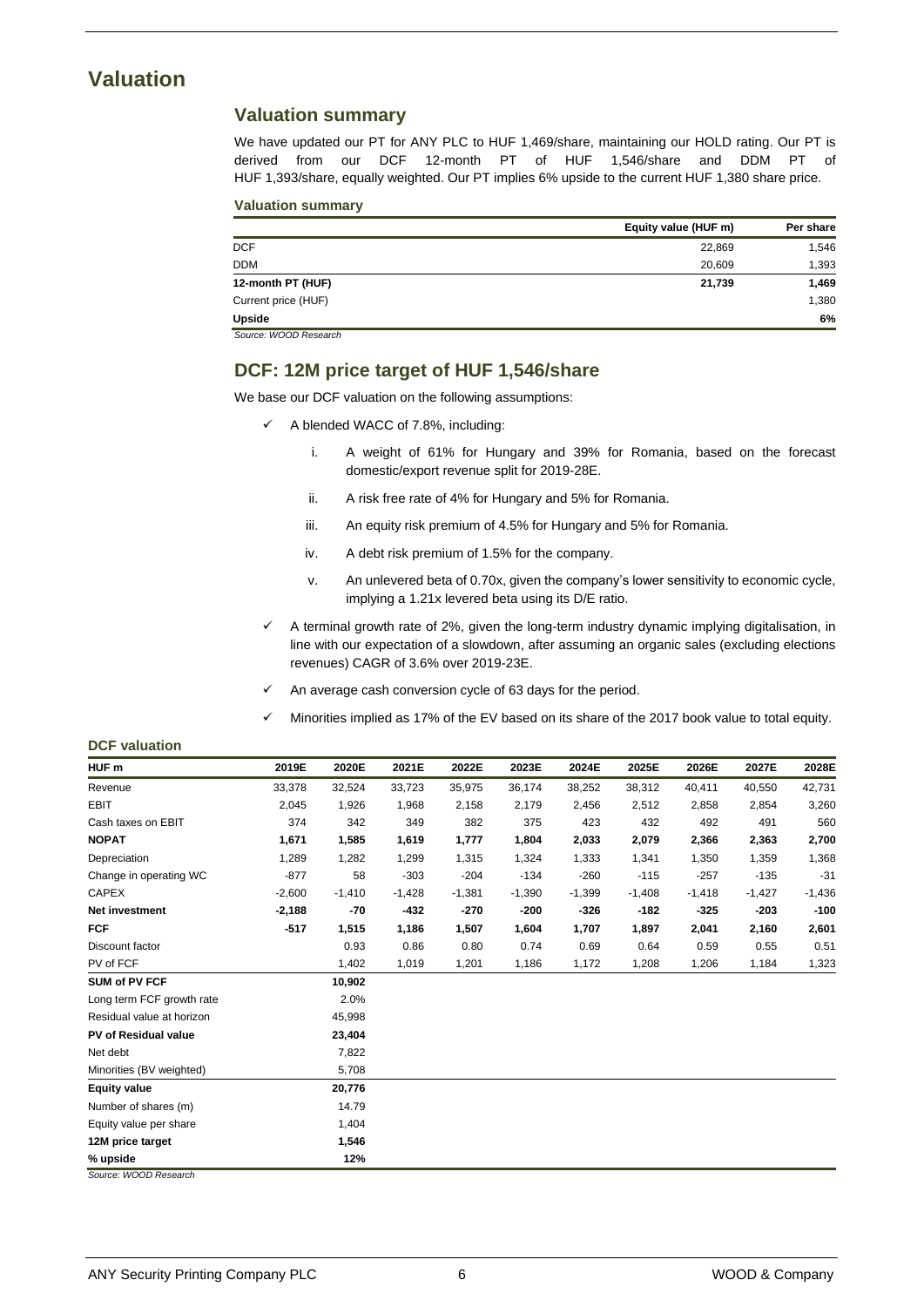# Valuation

## Valuation summary

We have updated our PT for ANY PLC to HUF 1,469/share, maintaining our HOLD rating. Our PT is derived from our DCF 12-month PT of HUF 1,546/share and DDM PT of HUF 1,393/share, equally weighted. Our PT implies 6% upside to the current HUF 1,380 share price.

**Valuation summary**

| | Equity value (HUF m) | Per share |
|---|---|---|
| DCF | 22,869 | 1,546 |
| DDM | 20,609 | 1,393 |
| **12-month PT (HUF)** | **21,739** | **1,469** |
| Current price (HUF) | | 1,380 |
| **Upside** | | **6%** |

*Source: WOOD Research*

## DCF: 12M price target of HUF 1,546/share

We base our DCF valuation on the following assumptions:

- ✓ A blended WACC of 7.8%, including:
  - i. A weight of 61% for Hungary and 39% for Romania, based on the forecast domestic/export revenue split for 2019-28E.
  - ii. A risk free rate of 4% for Hungary and 5% for Romania.
  - iii. An equity risk premium of 4.5% for Hungary and 5% for Romania.
  - iv. A debt risk premium of 1.5% for the company.
  - v. An unlevered beta of 0.70x, given the company's lower sensitivity to economic cycle, implying a 1.21x levered beta using its D/E ratio.
- ✓ A terminal growth rate of 2%, given the long-term industry dynamic implying digitalisation, in line with our expectation of a slowdown, after assuming an organic sales (excluding elections revenues) CAGR of 3.6% over 2019-23E.
- ✓ An average cash conversion cycle of 63 days for the period.
- ✓ Minorities implied as 17% of the EV based on its share of the 2017 book value to total equity.

**DCF valuation**

| HUF m | 2019E | 2020E | 2021E | 2022E | 2023E | 2024E | 2025E | 2026E | 2027E | 2028E |
|---|---|---|---|---|---|---|---|---|---|---|
| Revenue | 33,378 | 32,524 | 33,723 | 35,975 | 36,174 | 38,252 | 38,312 | 40,411 | 40,550 | 42,731 |
| EBIT | 2,045 | 1,926 | 1,968 | 2,158 | 2,179 | 2,456 | 2,512 | 2,858 | 2,854 | 3,260 |
| Cash taxes on EBIT | 374 | 342 | 349 | 382 | 375 | 423 | 432 | 492 | 491 | 560 |
| **NOPAT** | **1,671** | **1,585** | **1,619** | **1,777** | **1,804** | **2,033** | **2,079** | **2,366** | **2,363** | **2,700** |
| Depreciation | 1,289 | 1,282 | 1,299 | 1,315 | 1,324 | 1,333 | 1,341 | 1,350 | 1,359 | 1,368 |
| Change in operating WC | -877 | 58 | -303 | -204 | -134 | -260 | -115 | -257 | -135 | -31 |
| CAPEX | -2,600 | -1,410 | -1,428 | -1,381 | -1,390 | -1,399 | -1,408 | -1,418 | -1,427 | -1,436 |
| **Net investment** | **-2,188** | **-70** | **-432** | **-270** | **-200** | **-326** | **-182** | **-325** | **-203** | **-100** |
| **FCF** | **-517** | **1,515** | **1,186** | **1,507** | **1,604** | **1,707** | **1,897** | **2,041** | **2,160** | **2,601** |
| Discount factor | | 0.93 | 0.86 | 0.80 | 0.74 | 0.69 | 0.64 | 0.59 | 0.55 | 0.51 |
| PV of FCF | | 1,402 | 1,019 | 1,201 | 1,186 | 1,172 | 1,208 | 1,206 | 1,184 | 1,323 |
| **SUM of PV FCF** | | **10,902** | | | | | | | | |
| Long term FCF growth rate | | 2.0% | | | | | | | | |
| Residual value at horizon | | 45,998 | | | | | | | | |
| **PV of Residual value** | | **23,404** | | | | | | | | |
| Net debt | | 7,822 | | | | | | | | |
| Minorities (BV weighted) | | 5,708 | | | | | | | | |
| **Equity value** | | **20,776** | | | | | | | | |
| Number of shares (m) | | 14.79 | | | | | | | | |
| Equity value per share | | 1,404 | | | | | | | | |
| **12M price target** | | **1,546** | | | | | | | | |
| **% upside** | | **12%** | | | | | | | | |

*Source: WOOD Research*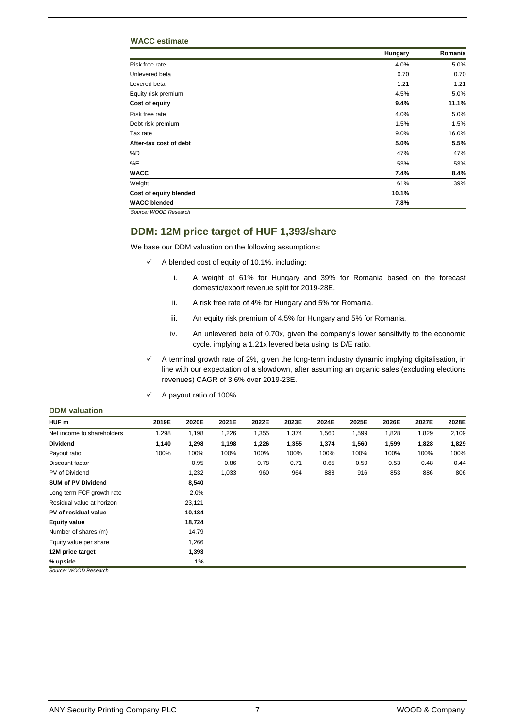**WACC estimate**

| | Hungary | Romania |
|---|---|---|
| Risk free rate | 4.0% | 5.0% |
| Unlevered beta | 0.70 | 0.70 |
| Levered beta | 1.21 | 1.21 |
| Equity risk premium | 4.5% | 5.0% |
| **Cost of equity** | **9.4%** | **11.1%** |
| Risk free rate | 4.0% | 5.0% |
| Debt risk premium | 1.5% | 1.5% |
| Tax rate | 9.0% | 16.0% |
| **After-tax cost of debt** | **5.0%** | **5.5%** |
| %D | 47% | 47% |
| %E | 53% | 53% |
| **WACC** | **7.4%** | **8.4%** |
| Weight | 61% | 39% |
| **Cost of equity blended** | **10.1%** | |
| **WACC blended** | **7.8%** | |

*Source: WOOD Research*

## DDM: 12M price target of HUF 1,393/share

We base our DDM valuation on the following assumptions:

- ✓ A blended cost of equity of 10.1%, including:
  i. A weight of 61% for Hungary and 39% for Romania based on the forecast domestic/export revenue split for 2019-28E.
  ii. A risk free rate of 4% for Hungary and 5% for Romania.
  iii. An equity risk premium of 4.5% for Hungary and 5% for Romania.
  iv. An unlevered beta of 0.70x, given the company's lower sensitivity to the economic cycle, implying a 1.21x levered beta using its D/E ratio.
- ✓ A terminal growth rate of 2%, given the long-term industry dynamic implying digitalisation, in line with our expectation of a slowdown, after assuming an organic sales (excluding elections revenues) CAGR of 3.6% over 2019-23E.
- ✓ A payout ratio of 100%.

**DDM valuation**

| HUF m | 2019E | 2020E | 2021E | 2022E | 2023E | 2024E | 2025E | 2026E | 2027E | 2028E |
|---|---|---|---|---|---|---|---|---|---|---|
| Net income to shareholders | 1,298 | 1,198 | 1,226 | 1,355 | 1,374 | 1,560 | 1,599 | 1,828 | 1,829 | 2,109 |
| **Dividend** | **1,140** | **1,298** | **1,198** | **1,226** | **1,355** | **1,374** | **1,560** | **1,599** | **1,828** | **1,829** |
| Payout ratio | 100% | 100% | 100% | 100% | 100% | 100% | 100% | 100% | 100% | 100% |
| Discount factor | | 0.95 | 0.86 | 0.78 | 0.71 | 0.65 | 0.59 | 0.53 | 0.48 | 0.44 |
| PV of Dividend | | 1,232 | 1,033 | 960 | 964 | 888 | 916 | 853 | 886 | 806 |
| **SUM of PV Dividend** | | **8,540** | | | | | | | | |
| Long term FCF growth rate | | 2.0% | | | | | | | | |
| Residual value at horizon | | 23,121 | | | | | | | | |
| **PV of residual value** | | **10,184** | | | | | | | | |
| **Equity value** | | **18,724** | | | | | | | | |
| Number of shares (m) | | 14.79 | | | | | | | | |
| Equity value per share | | 1,266 | | | | | | | | |
| **12M price target** | | **1,393** | | | | | | | | |
| **% upside** | | **1%** | | | | | | | | |

*Source: WOOD Research*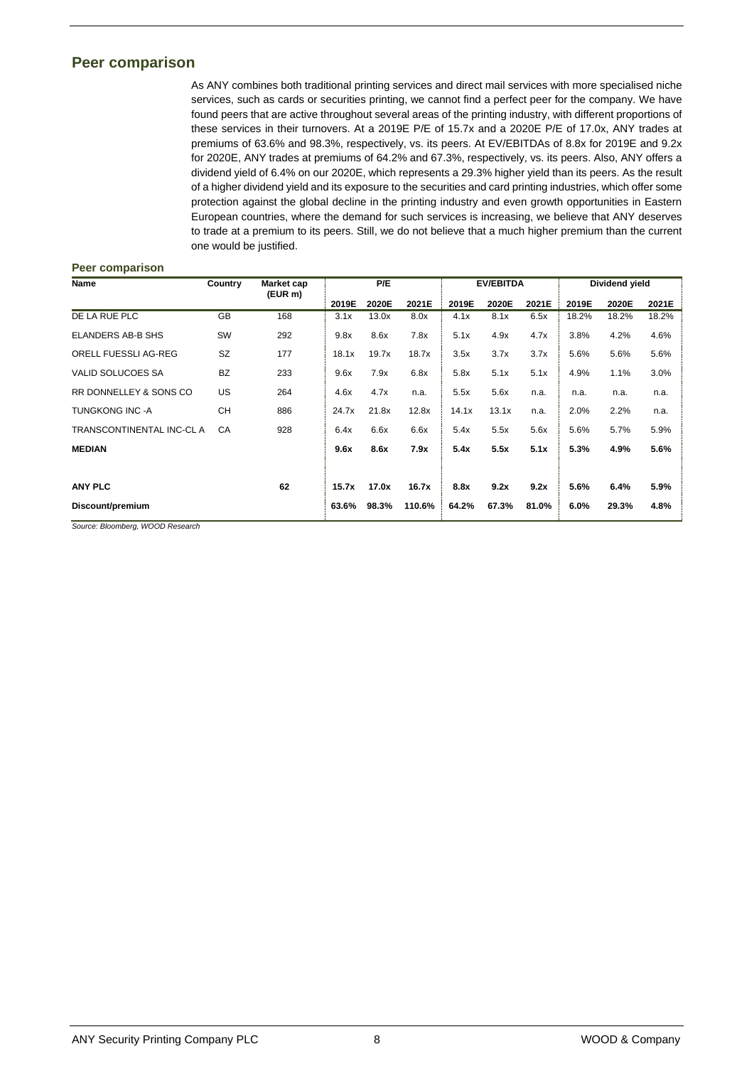## Peer comparison

As ANY combines both traditional printing services and direct mail services with more specialised niche services, such as cards or securities printing, we cannot find a perfect peer for the company. We have found peers that are active throughout several areas of the printing industry, with different proportions of these services in their turnovers. At a 2019E P/E of 15.7x and a 2020E P/E of 17.0x, ANY trades at premiums of 63.6% and 98.3%, respectively, vs. its peers. At EV/EBITDAs of 8.8x for 2019E and 9.2x for 2020E, ANY trades at premiums of 64.2% and 67.3%, respectively, vs. its peers. Also, ANY offers a dividend yield of 6.4% on our 2020E, which represents a 29.3% higher yield than its peers. As the result of a higher dividend yield and its exposure to the securities and card printing industries, which offer some protection against the global decline in the printing industry and even growth opportunities in Eastern European countries, where the demand for such services is increasing, we believe that ANY deserves to trade at a premium to its peers. Still, we do not believe that a much higher premium than the current one would be justified.

**Peer comparison**

| Name | Country | Market cap (EUR m) | P/E | | | EV/EBITDA | | | Dividend yield | | |
|---|---|---|---|---|---|---|---|---|---|---|---|
| | | | 2019E | 2020E | 2021E | 2019E | 2020E | 2021E | 2019E | 2020E | 2021E |
| DE LA RUE PLC | GB | 168 | 3.1x | 13.0x | 8.0x | 4.1x | 8.1x | 6.5x | 18.2% | 18.2% | 18.2% |
| ELANDERS AB-B SHS | SW | 292 | 9.8x | 8.6x | 7.8x | 5.1x | 4.9x | 4.7x | 3.8% | 4.2% | 4.6% |
| ORELL FUESSLI AG-REG | SZ | 177 | 18.1x | 19.7x | 18.7x | 3.5x | 3.7x | 3.7x | 5.6% | 5.6% | 5.6% |
| VALID SOLUCOES SA | BZ | 233 | 9.6x | 7.9x | 6.8x | 5.8x | 5.1x | 5.1x | 4.9% | 1.1% | 3.0% |
| RR DONNELLEY & SONS CO | US | 264 | 4.6x | 4.7x | n.a. | 5.5x | 5.6x | n.a. | n.a. | n.a. | n.a. |
| TUNGKONG INC -A | CH | 886 | 24.7x | 21.8x | 12.8x | 14.1x | 13.1x | n.a. | 2.0% | 2.2% | n.a. |
| TRANSCONTINENTAL INC-CL A | CA | 928 | 6.4x | 6.6x | 6.6x | 5.4x | 5.5x | 5.6x | 5.6% | 5.7% | 5.9% |
| **MEDIAN** | | | **9.6x** | **8.6x** | **7.9x** | **5.4x** | **5.5x** | **5.1x** | **5.3%** | **4.9%** | **5.6%** |
| **ANY PLC** | | **62** | **15.7x** | **17.0x** | **16.7x** | **8.8x** | **9.2x** | **9.2x** | **5.6%** | **6.4%** | **5.9%** |
| **Discount/premium** | | | **63.6%** | **98.3%** | **110.6%** | **64.2%** | **67.3%** | **81.0%** | **6.0%** | **29.3%** | **4.8%** |

*Source: Bloomberg, WOOD Research*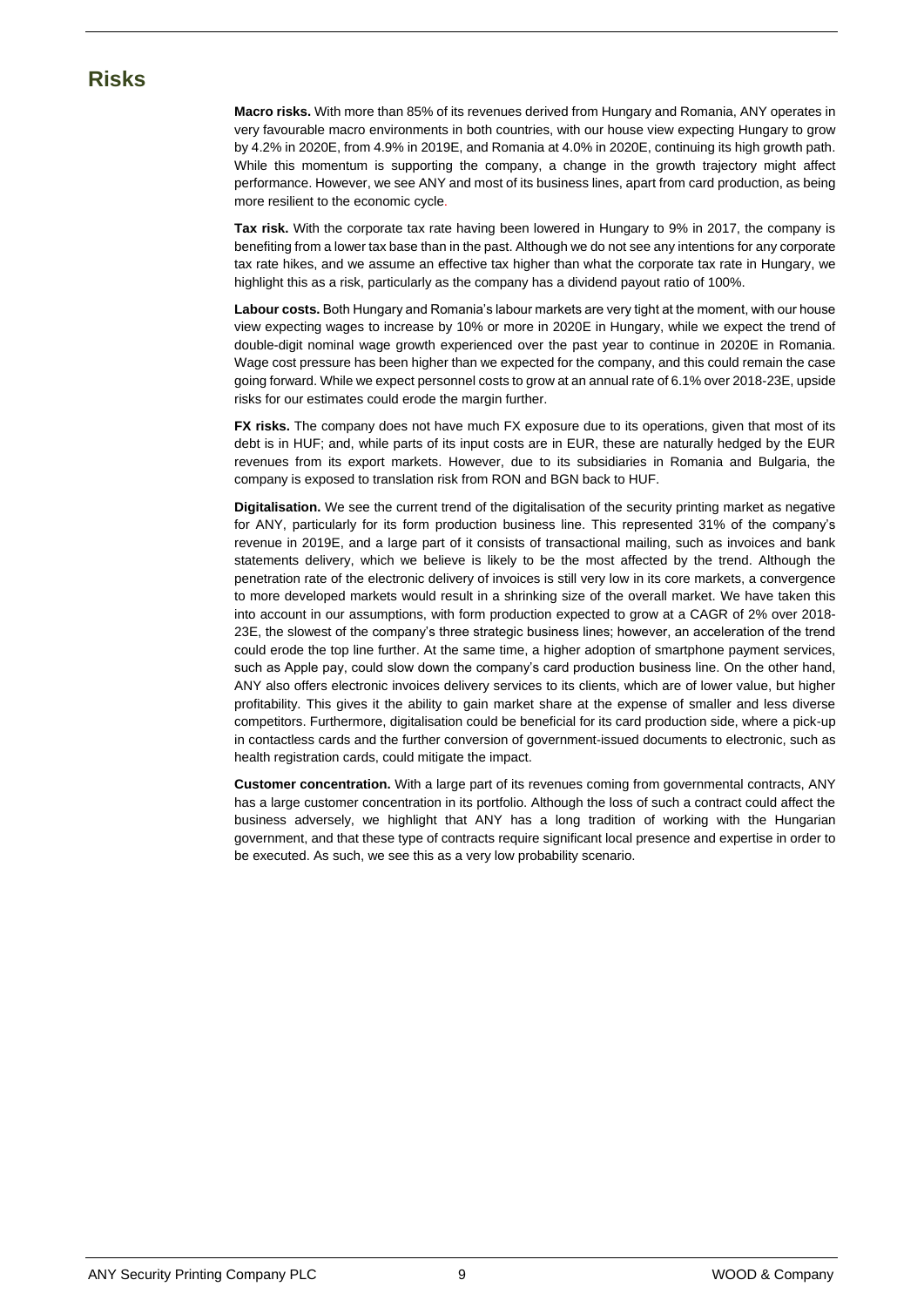## Risks

**Macro risks.** With more than 85% of its revenues derived from Hungary and Romania, ANY operates in very favourable macro environments in both countries, with our house view expecting Hungary to grow by 4.2% in 2020E, from 4.9% in 2019E, and Romania at 4.0% in 2020E, continuing its high growth path. While this momentum is supporting the company, a change in the growth trajectory might affect performance. However, we see ANY and most of its business lines, apart from card production, as being more resilient to the economic cycle.

**Tax risk.** With the corporate tax rate having been lowered in Hungary to 9% in 2017, the company is benefiting from a lower tax base than in the past. Although we do not see any intentions for any corporate tax rate hikes, and we assume an effective tax higher than what the corporate tax rate in Hungary, we highlight this as a risk, particularly as the company has a dividend payout ratio of 100%.

**Labour costs.** Both Hungary and Romania's labour markets are very tight at the moment, with our house view expecting wages to increase by 10% or more in 2020E in Hungary, while we expect the trend of double-digit nominal wage growth experienced over the past year to continue in 2020E in Romania. Wage cost pressure has been higher than we expected for the company, and this could remain the case going forward. While we expect personnel costs to grow at an annual rate of 6.1% over 2018-23E, upside risks for our estimates could erode the margin further.

**FX risks.** The company does not have much FX exposure due to its operations, given that most of its debt is in HUF; and, while parts of its input costs are in EUR, these are naturally hedged by the EUR revenues from its export markets. However, due to its subsidiaries in Romania and Bulgaria, the company is exposed to translation risk from RON and BGN back to HUF.

**Digitalisation.** We see the current trend of the digitalisation of the security printing market as negative for ANY, particularly for its form production business line. This represented 31% of the company's revenue in 2019E, and a large part of it consists of transactional mailing, such as invoices and bank statements delivery, which we believe is likely to be the most affected by the trend. Although the penetration rate of the electronic delivery of invoices is still very low in its core markets, a convergence to more developed markets would result in a shrinking size of the overall market. We have taken this into account in our assumptions, with form production expected to grow at a CAGR of 2% over 2018-23E, the slowest of the company's three strategic business lines; however, an acceleration of the trend could erode the top line further. At the same time, a higher adoption of smartphone payment services, such as Apple pay, could slow down the company's card production business line. On the other hand, ANY also offers electronic invoices delivery services to its clients, which are of lower value, but higher profitability. This gives it the ability to gain market share at the expense of smaller and less diverse competitors. Furthermore, digitalisation could be beneficial for its card production side, where a pick-up in contactless cards and the further conversion of government-issued documents to electronic, such as health registration cards, could mitigate the impact.

**Customer concentration.** With a large part of its revenues coming from governmental contracts, ANY has a large customer concentration in its portfolio. Although the loss of such a contract could affect the business adversely, we highlight that ANY has a long tradition of working with the Hungarian government, and that these type of contracts require significant local presence and expertise in order to be executed. As such, we see this as a very low probability scenario.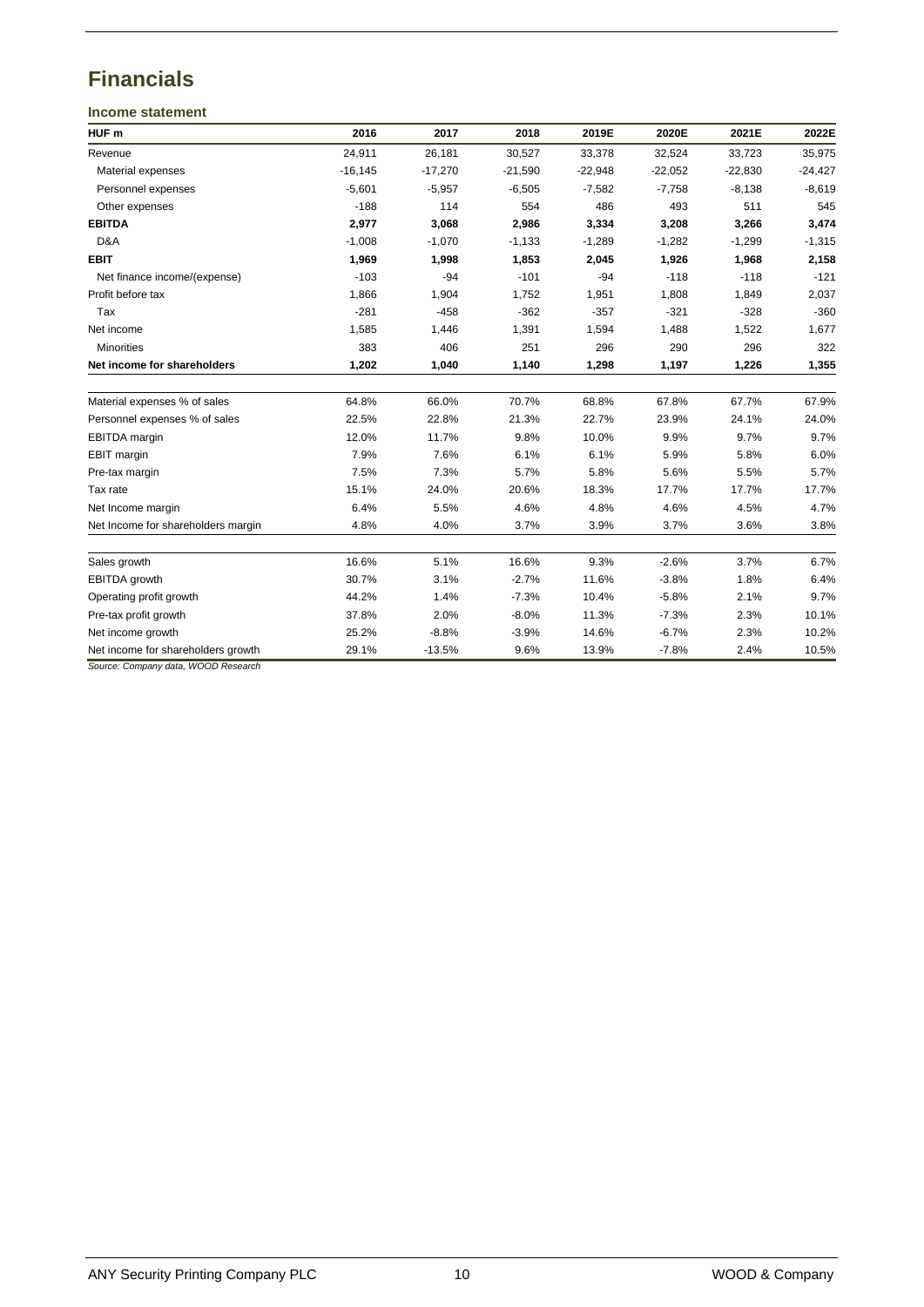# Financials

### Income statement

| HUF m | 2016 | 2017 | 2018 | 2019E | 2020E | 2021E | 2022E |
|---|---|---|---|---|---|---|---|
| Revenue | 24,911 | 26,181 | 30,527 | 33,378 | 32,524 | 33,723 | 35,975 |
| Material expenses | -16,145 | -17,270 | -21,590 | -22,948 | -22,052 | -22,830 | -24,427 |
| Personnel expenses | -5,601 | -5,957 | -6,505 | -7,582 | -7,758 | -8,138 | -8,619 |
| Other expenses | -188 | 114 | 554 | 486 | 493 | 511 | 545 |
| **EBITDA** | **2,977** | **3,068** | **2,986** | **3,334** | **3,208** | **3,266** | **3,474** |
| D&A | -1,008 | -1,070 | -1,133 | -1,289 | -1,282 | -1,299 | -1,315 |
| **EBIT** | **1,969** | **1,998** | **1,853** | **2,045** | **1,926** | **1,968** | **2,158** |
| Net finance income/(expense) | -103 | -94 | -101 | -94 | -118 | -118 | -121 |
| Profit before tax | 1,866 | 1,904 | 1,752 | 1,951 | 1,808 | 1,849 | 2,037 |
| Tax | -281 | -458 | -362 | -357 | -321 | -328 | -360 |
| Net income | 1,585 | 1,446 | 1,391 | 1,594 | 1,488 | 1,522 | 1,677 |
| Minorities | 383 | 406 | 251 | 296 | 290 | 296 | 322 |
| **Net income for shareholders** | **1,202** | **1,040** | **1,140** | **1,298** | **1,197** | **1,226** | **1,355** |
| | | | | | | | |
| Material expenses % of sales | 64.8% | 66.0% | 70.7% | 68.8% | 67.8% | 67.7% | 67.9% |
| Personnel expenses % of sales | 22.5% | 22.8% | 21.3% | 22.7% | 23.9% | 24.1% | 24.0% |
| EBITDA margin | 12.0% | 11.7% | 9.8% | 10.0% | 9.9% | 9.7% | 9.7% |
| EBIT margin | 7.9% | 7.6% | 6.1% | 6.1% | 5.9% | 5.8% | 6.0% |
| Pre-tax margin | 7.5% | 7.3% | 5.7% | 5.8% | 5.6% | 5.5% | 5.7% |
| Tax rate | 15.1% | 24.0% | 20.6% | 18.3% | 17.7% | 17.7% | 17.7% |
| Net Income margin | 6.4% | 5.5% | 4.6% | 4.8% | 4.6% | 4.5% | 4.7% |
| Net Income for shareholders margin | 4.8% | 4.0% | 3.7% | 3.9% | 3.7% | 3.6% | 3.8% |
| | | | | | | | |
| Sales growth | 16.6% | 5.1% | 16.6% | 9.3% | -2.6% | 3.7% | 6.7% |
| EBITDA growth | 30.7% | 3.1% | -2.7% | 11.6% | -3.8% | 1.8% | 6.4% |
| Operating profit growth | 44.2% | 1.4% | -7.3% | 10.4% | -5.8% | 2.1% | 9.7% |
| Pre-tax profit growth | 37.8% | 2.0% | -8.0% | 11.3% | -7.3% | 2.3% | 10.1% |
| Net income growth | 25.2% | -8.8% | -3.9% | 14.6% | -6.7% | 2.3% | 10.2% |
| Net income for shareholders growth | 29.1% | -13.5% | 9.6% | 13.9% | -7.8% | 2.4% | 10.5% |

*Source: Company data, WOOD Research*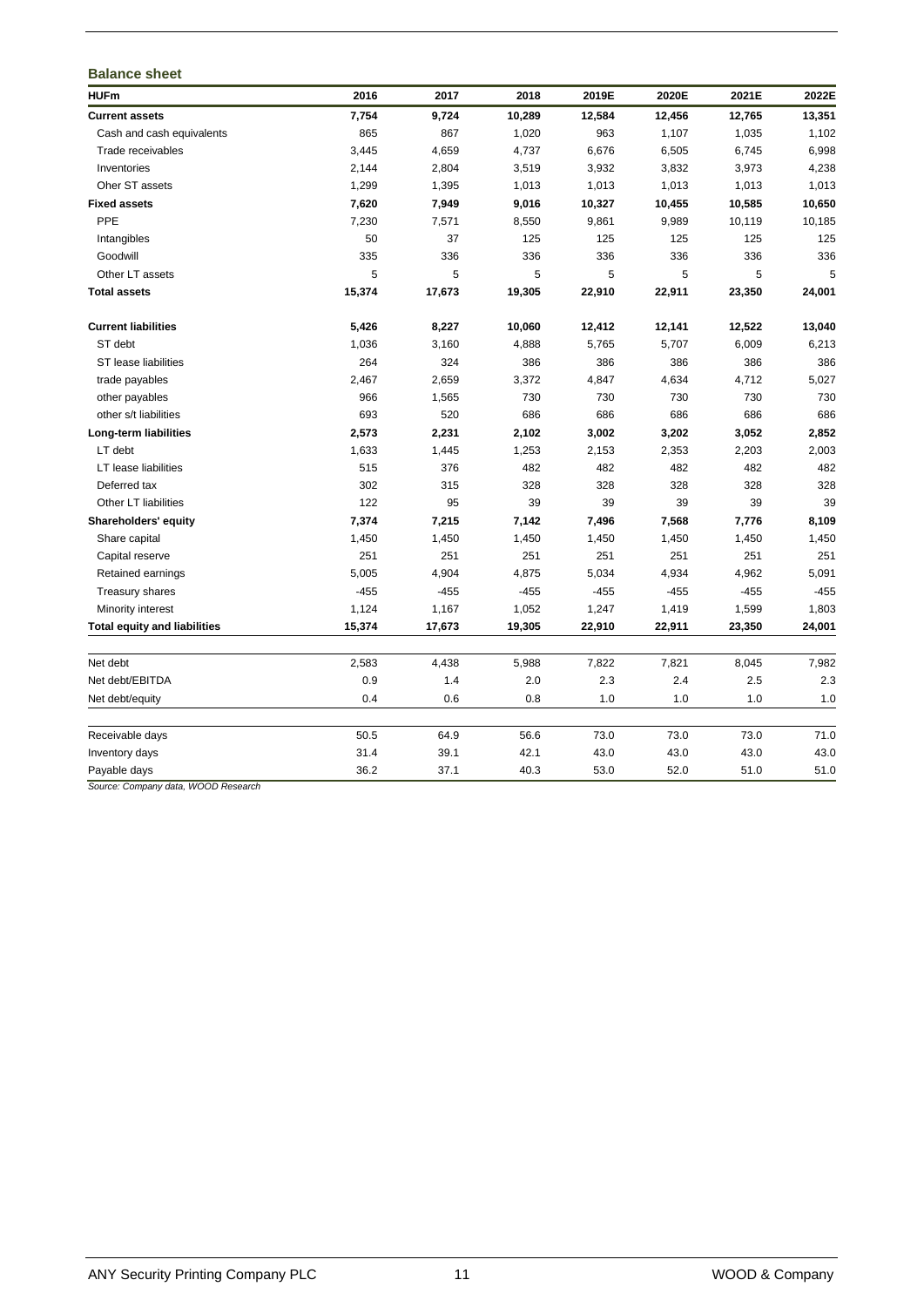### Balance sheet

| HUFm | 2016 | 2017 | 2018 | 2019E | 2020E | 2021E | 2022E |
|---|---|---|---|---|---|---|---|
| **Current assets** | **7,754** | **9,724** | **10,289** | **12,584** | **12,456** | **12,765** | **13,351** |
| Cash and cash equivalents | 865 | 867 | 1,020 | 963 | 1,107 | 1,035 | 1,102 |
| Trade receivables | 3,445 | 4,659 | 4,737 | 6,676 | 6,505 | 6,745 | 6,998 |
| Inventories | 2,144 | 2,804 | 3,519 | 3,932 | 3,832 | 3,973 | 4,238 |
| Oher ST assets | 1,299 | 1,395 | 1,013 | 1,013 | 1,013 | 1,013 | 1,013 |
| **Fixed assets** | **7,620** | **7,949** | **9,016** | **10,327** | **10,455** | **10,585** | **10,650** |
| PPE | 7,230 | 7,571 | 8,550 | 9,861 | 9,989 | 10,119 | 10,185 |
| Intangibles | 50 | 37 | 125 | 125 | 125 | 125 | 125 |
| Goodwill | 335 | 336 | 336 | 336 | 336 | 336 | 336 |
| Other LT assets | 5 | 5 | 5 | 5 | 5 | 5 | 5 |
| **Total assets** | **15,374** | **17,673** | **19,305** | **22,910** | **22,911** | **23,350** | **24,001** |
| | | | | | | | |
| **Current liabilities** | **5,426** | **8,227** | **10,060** | **12,412** | **12,141** | **12,522** | **13,040** |
| ST debt | 1,036 | 3,160 | 4,888 | 5,765 | 5,707 | 6,009 | 6,213 |
| ST lease liabilities | 264 | 324 | 386 | 386 | 386 | 386 | 386 |
| trade payables | 2,467 | 2,659 | 3,372 | 4,847 | 4,634 | 4,712 | 5,027 |
| other payables | 966 | 1,565 | 730 | 730 | 730 | 730 | 730 |
| other s/t liabilities | 693 | 520 | 686 | 686 | 686 | 686 | 686 |
| **Long-term liabilities** | **2,573** | **2,231** | **2,102** | **3,002** | **3,202** | **3,052** | **2,852** |
| LT debt | 1,633 | 1,445 | 1,253 | 2,153 | 2,353 | 2,203 | 2,003 |
| LT lease liabilities | 515 | 376 | 482 | 482 | 482 | 482 | 482 |
| Deferred tax | 302 | 315 | 328 | 328 | 328 | 328 | 328 |
| Other LT liabilities | 122 | 95 | 39 | 39 | 39 | 39 | 39 |
| **Shareholders' equity** | **7,374** | **7,215** | **7,142** | **7,496** | **7,568** | **7,776** | **8,109** |
| Share capital | 1,450 | 1,450 | 1,450 | 1,450 | 1,450 | 1,450 | 1,450 |
| Capital reserve | 251 | 251 | 251 | 251 | 251 | 251 | 251 |
| Retained earnings | 5,005 | 4,904 | 4,875 | 5,034 | 4,934 | 4,962 | 5,091 |
| Treasury shares | -455 | -455 | -455 | -455 | -455 | -455 | -455 |
| Minority interest | 1,124 | 1,167 | 1,052 | 1,247 | 1,419 | 1,599 | 1,803 |
| **Total equity and liabilities** | **15,374** | **17,673** | **19,305** | **22,910** | **22,911** | **23,350** | **24,001** |
| | | | | | | | |
| Net debt | 2,583 | 4,438 | 5,988 | 7,822 | 7,821 | 8,045 | 7,982 |
| Net debt/EBITDA | 0.9 | 1.4 | 2.0 | 2.3 | 2.4 | 2.5 | 2.3 |
| Net debt/equity | 0.4 | 0.6 | 0.8 | 1.0 | 1.0 | 1.0 | 1.0 |
| | | | | | | | |
| Receivable days | 50.5 | 64.9 | 56.6 | 73.0 | 73.0 | 73.0 | 71.0 |
| Inventory days | 31.4 | 39.1 | 42.1 | 43.0 | 43.0 | 43.0 | 43.0 |
| Payable days | 36.2 | 37.1 | 40.3 | 53.0 | 52.0 | 51.0 | 51.0 |

*Source: Company data, WOOD Research*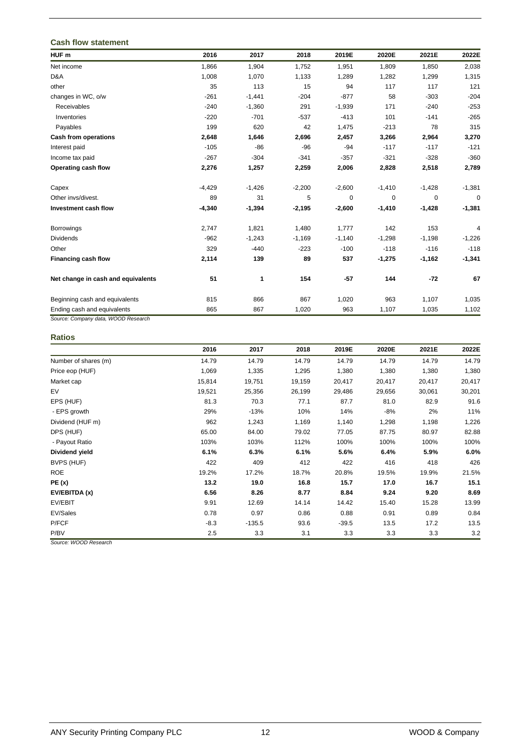## Cash flow statement

| HUF m | 2016 | 2017 | 2018 | 2019E | 2020E | 2021E | 2022E |
|---|---|---|---|---|---|---|---|
| Net income | 1,866 | 1,904 | 1,752 | 1,951 | 1,809 | 1,850 | 2,038 |
| D&A | 1,008 | 1,070 | 1,133 | 1,289 | 1,282 | 1,299 | 1,315 |
| other | 35 | 113 | 15 | 94 | 117 | 117 | 121 |
| changes in WC, o/w | -261 | -1,441 | -204 | -877 | 58 | -303 | -204 |
| Receivables | -240 | -1,360 | 291 | -1,939 | 171 | -240 | -253 |
| Inventories | -220 | -701 | -537 | -413 | 101 | -141 | -265 |
| Payables | 199 | 620 | 42 | 1,475 | -213 | 78 | 315 |
| **Cash from operations** | **2,648** | **1,646** | **2,696** | **2,457** | **3,266** | **2,964** | **3,270** |
| Interest paid | -105 | -86 | -96 | -94 | -117 | -117 | -121 |
| Income tax paid | -267 | -304 | -341 | -357 | -321 | -328 | -360 |
| **Operating cash flow** | **2,276** | **1,257** | **2,259** | **2,006** | **2,828** | **2,518** | **2,789** |
| Capex | -4,429 | -1,426 | -2,200 | -2,600 | -1,410 | -1,428 | -1,381 |
| Other invs/divest. | 89 | 31 | 5 | 0 | 0 | 0 | 0 |
| **Investment cash flow** | **-4,340** | **-1,394** | **-2,195** | **-2,600** | **-1,410** | **-1,428** | **-1,381** |
| Borrowings | 2,747 | 1,821 | 1,480 | 1,777 | 142 | 153 | 4 |
| Dividends | -962 | -1,243 | -1,169 | -1,140 | -1,298 | -1,198 | -1,226 |
| Other | 329 | -440 | -223 | -100 | -118 | -116 | -118 |
| **Financing cash flow** | **2,114** | **139** | **89** | **537** | **-1,275** | **-1,162** | **-1,341** |
| **Net change in cash and equivalents** | **51** | **1** | **154** | **-57** | **144** | **-72** | **67** |
| Beginning cash and equivalents | 815 | 866 | 867 | 1,020 | 963 | 1,107 | 1,035 |
| Ending cash and equivalents | 865 | 867 | 1,020 | 963 | 1,107 | 1,035 | 1,102 |

*Source: Company data, WOOD Research*

## Ratios

| | 2016 | 2017 | 2018 | 2019E | 2020E | 2021E | 2022E |
|---|---|---|---|---|---|---|---|
| Number of shares (m) | 14.79 | 14.79 | 14.79 | 14.79 | 14.79 | 14.79 | 14.79 |
| Price eop (HUF) | 1,069 | 1,335 | 1,295 | 1,380 | 1,380 | 1,380 | 1,380 |
| Market cap | 15,814 | 19,751 | 19,159 | 20,417 | 20,417 | 20,417 | 20,417 |
| EV | 19,521 | 25,356 | 26,199 | 29,486 | 29,656 | 30,061 | 30,201 |
| EPS (HUF) | 81.3 | 70.3 | 77.1 | 87.7 | 81.0 | 82.9 | 91.6 |
| - EPS growth | 29% | -13% | 10% | 14% | -8% | 2% | 11% |
| Dividend (HUF m) | 962 | 1,243 | 1,169 | 1,140 | 1,298 | 1,198 | 1,226 |
| DPS (HUF) | 65.00 | 84.00 | 79.02 | 77.05 | 87.75 | 80.97 | 82.88 |
| - Payout Ratio | 103% | 103% | 112% | 100% | 100% | 100% | 100% |
| **Dividend yield** | **6.1%** | **6.3%** | **6.1%** | **5.6%** | **6.4%** | **5.9%** | **6.0%** |
| BVPS (HUF) | 422 | 409 | 412 | 422 | 416 | 418 | 426 |
| ROE | 19.2% | 17.2% | 18.7% | 20.8% | 19.5% | 19.9% | 21.5% |
| **PE (x)** | **13.2** | **19.0** | **16.8** | **15.7** | **17.0** | **16.7** | **15.1** |
| **EV/EBITDA (x)** | **6.56** | **8.26** | **8.77** | **8.84** | **9.24** | **9.20** | **8.69** |
| EV/EBIT | 9.91 | 12.69 | 14.14 | 14.42 | 15.40 | 15.28 | 13.99 |
| EV/Sales | 0.78 | 0.97 | 0.86 | 0.88 | 0.91 | 0.89 | 0.84 |
| P/FCF | -8.3 | -135.5 | 93.6 | -39.5 | 13.5 | 17.2 | 13.5 |
| P/BV | 2.5 | 3.3 | 3.1 | 3.3 | 3.3 | 3.3 | 3.2 |

*Source: WOOD Research*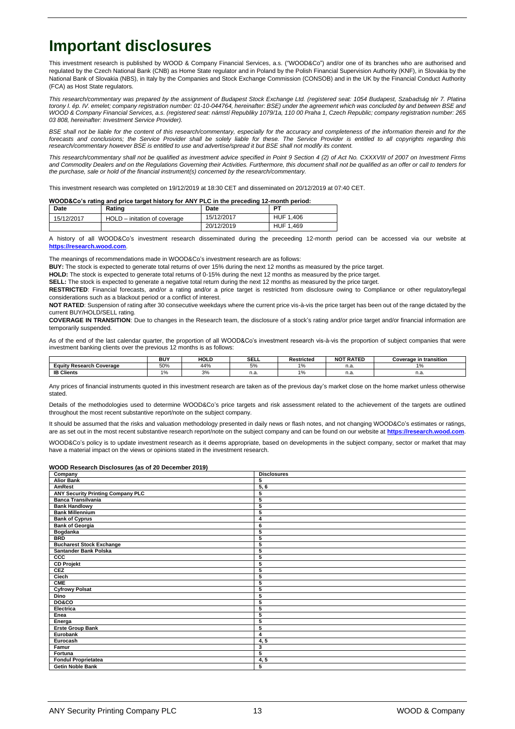# Important disclosures

This investment research is published by WOOD & Company Financial Services, a.s. ("WOOD&Co") and/or one of its branches who are authorised and regulated by the Czech National Bank (CNB) as Home State regulator and in Poland by the Polish Financial Supervision Authority (KNF), in Slovakia by the National Bank of Slovakia (NBS), in Italy by the Companies and Stock Exchange Commission (CONSOB) and in the UK by the Financial Conduct Authority (FCA) as Host State regulators.

*This research/commentary was prepared by the assignment of Budapest Stock Exchange Ltd. (registered seat: 1054 Budapest, Szabadság tér 7. Platina torony I. ép. IV. emelet; company registration number: 01-10-044764, hereinafter: BSE) under the agreement which was concluded by and between BSE and WOOD & Company Financial Services, a.s. (registered seat: námstí Republiky 1079/1a, 110 00 Praha 1, Czech Republic; company registration number: 265 03 808, hereinafter: Investment Service Provider).*

*BSE shall not be liable for the content of this research/commentary, especially for the accuracy and completeness of the information therein and for the forecasts and conclusions; the Service Provider shall be solely liable for these. The Service Provider is entitled to all copyrights regarding this research/commentary however BSE is entitled to use and advertise/spread it but BSE shall not modify its content.*

*This research/commentary shall not be qualified as investment advice specified in Point 9 Section 4 (2) of Act No. CXXXVIII of 2007 on Investment Firms and Commodity Dealers and on the Regulations Governing their Activities. Furthermore, this document shall not be qualified as an offer or call to tenders for the purchase, sale or hold of the financial instrument(s) concerned by the research/commentary.*

This investment research was completed on 19/12/2019 at 18:30 CET and disseminated on 20/12/2019 at 07:40 CET.

**WOOD&Co's rating and price target history for ANY PLC in the preceding 12-month period:**

| Date | Rating | Date | PT |
|---|---|---|---|
| 15/12/2017 | HOLD – initation of coverage | 15/12/2017 | HUF 1,406 |
| | | 20/12/2019 | HUF 1,469 |

A history of all WOOD&Co's investment research disseminated during the preceeding 12-month period can be accessed via our website at **https://research.wood.com**.

The meanings of recommendations made in WOOD&Co's investment research are as follows:

**BUY:** The stock is expected to generate total returns of over 15% during the next 12 months as measured by the price target.

**HOLD:** The stock is expected to generate total returns of 0-15% during the next 12 months as measured by the price target.

**SELL:** The stock is expected to generate a negative total return during the next 12 months as measured by the price target.

**RESTRICTED**: Financial forecasts, and/or a rating and/or a price target is restricted from disclosure owing to Compliance or other regulatory/legal considerations such as a blackout period or a conflict of interest.

**NOT RATED**: Suspension of rating after 30 consecutive weekdays where the current price vis-à-vis the price target has been out of the range dictated by the current BUY/HOLD/SELL rating.

**COVERAGE IN TRANSITION**: Due to changes in the Research team, the disclosure of a stock's rating and/or price target and/or financial information are temporarily suspended.

As of the end of the last calendar quarter, the proportion of all WOOD&Co's investment research vis-à-vis the proportion of subject companies that were investment banking clients over the previous 12 months is as follows:

| | BUY | HOLD | SELL | Restricted | NOT RATED | Coverage in transition |
|---|---|---|---|---|---|---|
| **Equity Research Coverage** | 50% | 44% | 5% | 1% | n.a. | 1% |
| **IB Clients** | 1% | 3% | n.a. | 1% | n.a. | n.a. |

Any prices of financial instruments quoted in this investment research are taken as of the previous day's market close on the home market unless otherwise stated.

Details of the methodologies used to determine WOOD&Co's price targets and risk assessment related to the achievement of the targets are outlined throughout the most recent substantive report/note on the subject company.

It should be assumed that the risks and valuation methodology presented in daily news or flash notes, and not changing WOOD&Co's estimates or ratings, are as set out in the most recent substantive research report/note on the subject company and can be found on our website at **https://research.wood.com**.

WOOD&Co's policy is to update investment research as it deems appropriate, based on developments in the subject company, sector or market that may have a material impact on the views or opinions stated in the investment research.

**WOOD Research Disclosures (as of 20 December 2019)**

| Company | Disclosures |
|---|---|
| Alior Bank | 5 |
| AmRest | 5, 6 |
| ANY Security Printing Company PLC | 5 |
| Banca Transilvania | 5 |
| Bank Handlowy | 5 |
| Bank Millennium | 5 |
| Bank of Cyprus | 4 |
| Bank of Georgia | 6 |
| Bogdanka | 5 |
| BRD | 5 |
| Bucharest Stock Exchange | 5 |
| Santander Bank Polska | 5 |
| CCC | 5 |
| CD Projekt | 5 |
| CEZ | 5 |
| Ciech | 5 |
| CME | 5 |
| Cyfrowy Polsat | 5 |
| Dino | 5 |
| DO&CO | 5 |
| Electrica | 5 |
| Enea | 5 |
| Energa | 5 |
| Erste Group Bank | 5 |
| Eurobank | 4 |
| Eurocash | 4, 5 |
| Famur | 3 |
| Fortuna | 5 |
| Fondul Proprietatea | 4, 5 |
| Getin Noble Bank | 5 |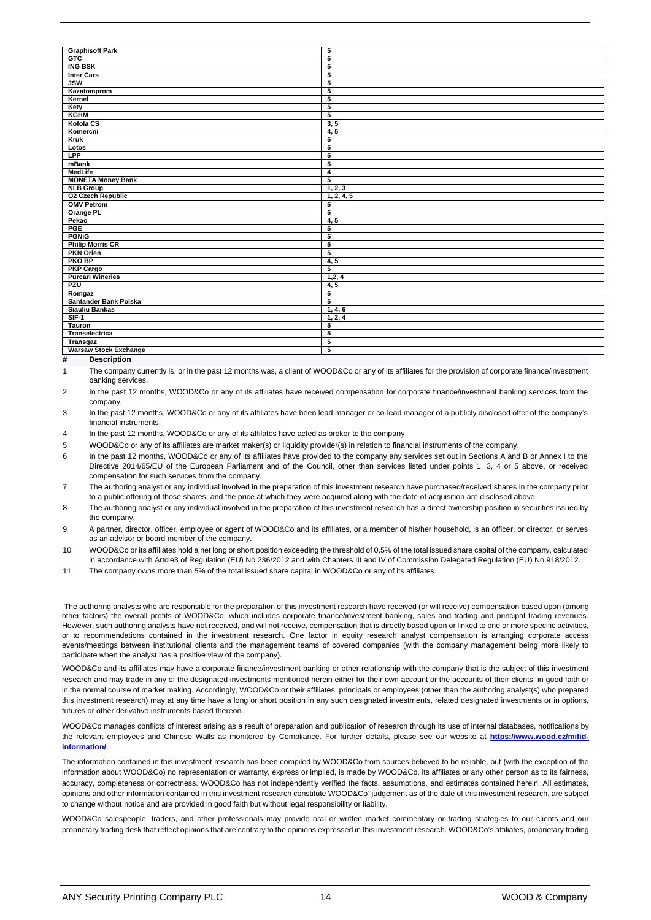| | |
|---|---|
| Graphisoft Park | 5 |
| GTC | 5 |
| ING BSK | 5 |
| Inter Cars | 5 |
| JSW | 5 |
| Kazatomprom | 5 |
| Kernel | 5 |
| Kety | 5 |
| KGHM | 5 |
| Kofola CS | 3, 5 |
| Komercni | 4, 5 |
| Kruk | 5 |
| Lotos | 5 |
| LPP | 5 |
| mBank | 5 |
| MedLife | 4 |
| MONETA Money Bank | 5 |
| NLB Group | 1, 2, 3 |
| O2 Czech Republic | 1, 2, 4, 5 |
| OMV Petrom | 5 |
| Orange PL | 5 |
| Pekao | 4, 5 |
| PGE | 5 |
| PGNiG | 5 |
| Philip Morris CR | 5 |
| PKN Orlen | 5 |
| PKO BP | 4, 5 |
| PKP Cargo | 5 |
| Purcari Wineries | 1,2, 4 |
| PZU | 4, 5 |
| Romgaz | 5 |
| Santander Bank Polska | 5 |
| Siauliu Bankas | 1, 4, 6 |
| SIF-1 | 1, 2, 4 |
| Tauron | 5 |
| Transelectrica | 5 |
| Transgaz | 5 |
| Warsaw Stock Exchange | 5 |

| # | Description |
|---|---|
| 1 | The company currently is, or in the past 12 months was, a client of WOOD&Co or any of its affiliates for the provision of corporate finance/investment banking services. |
| 2 | In the past 12 months, WOOD&Co or any of its affiliates have received compensation for corporate finance/investment banking services from the company. |
| 3 | In the past 12 months, WOOD&Co or any of its affiliates have been lead manager or co-lead manager of a publicly disclosed offer of the company's financial instruments. |
| 4 | In the past 12 months, WOOD&Co or any of its affilates have acted as broker to the company |
| 5 | WOOD&Co or any of its affiliates are market maker(s) or liquidity provider(s) in relation to financial instruments of the company. |
| 6 | In the past 12 months, WOOD&Co or any of its affiliates have provided to the company any services set out in Sections A and B or Annex I to the Directive 2014/65/EU of the European Parliament and of the Council, other than services listed under points 1, 3, 4 or 5 above, or received compensation for such services from the company. |
| 7 | The authoring analyst or any individual involved in the preparation of this investment research have purchased/received shares in the company prior to a public offering of those shares; and the price at which they were acquired along with the date of acquisition are disclosed above. |
| 8 | The authoring analyst or any individual involved in the preparation of this investment research has a direct ownership position in securities issued by the company. |
| 9 | A partner, director, officer, employee or agent of WOOD&Co and its affiliates, or a member of his/her household, is an officer, or director, or serves as an advisor or board member of the company. |
| 10 | WOOD&Co or its affiliates hold a net long or short position exceeding the threshold of 0,5% of the total issued share capital of the company, calculated in accordance with Artcle3 of Regulation (EU) No 236/2012 and with Chapters III and IV of Commission Delegated Regulation (EU) No 918/2012. |
| 11 | The company owns more than 5% of the total issued share capital in WOOD&Co or any of its affiliates. |

The authoring analysts who are responsible for the preparation of this investment research have received (or will receive) compensation based upon (among other factors) the overall profits of WOOD&Co, which includes corporate finance/investment banking, sales and trading and principal trading revenues. However, such authoring analysts have not received, and will not receive, compensation that is directly based upon or linked to one or more specific activities, or to recommendations contained in the investment research. One factor in equity research analyst compensation is arranging corporate access events/meetings between institutional clients and the management teams of covered companies (with the company management being more likely to participate when the analyst has a positive view of the company).

WOOD&Co and its affiliates may have a corporate finance/investment banking or other relationship with the company that is the subject of this investment research and may trade in any of the designated investments mentioned herein either for their own account or the accounts of their clients, in good faith or in the normal course of market making. Accordingly, WOOD&Co or their affiliates, principals or employees (other than the authoring analyst(s) who prepared this investment research) may at any time have a long or short position in any such designated investments, related designated investments or in options, futures or other derivative instruments based thereon.

WOOD&Co manages conflicts of interest arising as a result of preparation and publication of research through its use of internal databases, notifications by the relevant employees and Chinese Walls as monitored by Compliance. For further details, please see our website at **https://www.wood.cz/mifid-information/**.

The information contained in this investment research has been compiled by WOOD&Co from sources believed to be reliable, but (with the exception of the information about WOOD&Co) no representation or warranty, express or implied, is made by WOOD&Co, its affiliates or any other person as to its fairness, accuracy, completeness or correctness. WOOD&Co has not independently verified the facts, assumptions, and estimates contained herein. All estimates, opinions and other information contained in this investment research constitute WOOD&Co' judgement as of the date of this investment research, are subject to change without notice and are provided in good faith but without legal responsibility or liability.

WOOD&Co salespeople, traders, and other professionals may provide oral or written market commentary or trading strategies to our clients and our proprietary trading desk that reflect opinions that are contrary to the opinions expressed in this investment research. WOOD&Co's affiliates, proprietary trading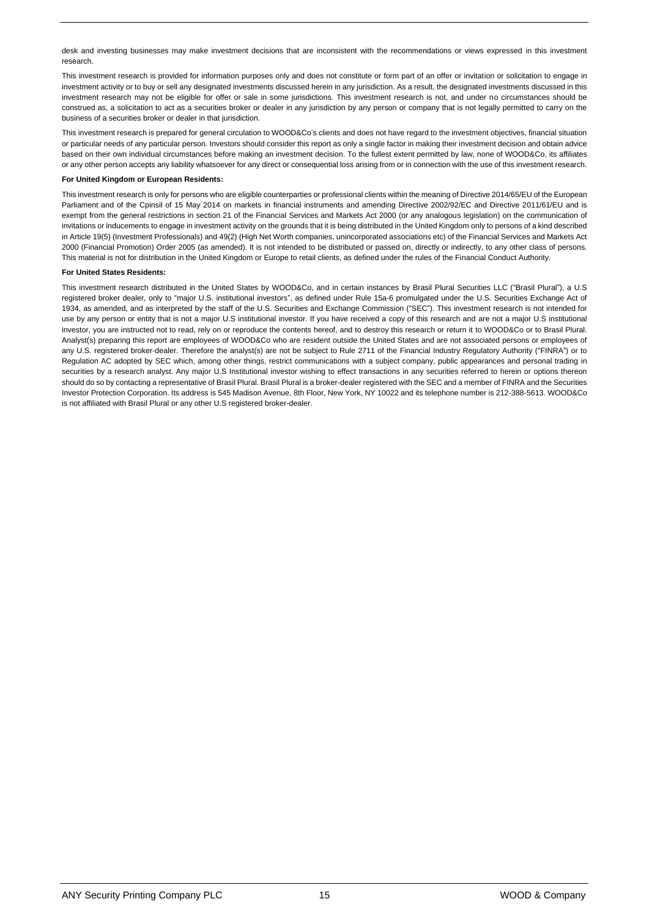desk and investing businesses may make investment decisions that are inconsistent with the recommendations or views expressed in this investment research.

This investment research is provided for information purposes only and does not constitute or form part of an offer or invitation or solicitation to engage in investment activity or to buy or sell any designated investments discussed herein in any jurisdiction. As a result, the designated investments discussed in this investment research may not be eligible for offer or sale in some jurisdictions. This investment research is not, and under no circumstances should be construed as, a solicitation to act as a securities broker or dealer in any jurisdiction by any person or company that is not legally permitted to carry on the business of a securities broker or dealer in that jurisdiction.

This investment research is prepared for general circulation to WOOD&Co's clients and does not have regard to the investment objectives, financial situation or particular needs of any particular person. Investors should consider this report as only a single factor in making their investment decision and obtain advice based on their own individual circumstances before making an investment decision. To the fullest extent permitted by law, none of WOOD&Co, its affiliates or any other person accepts any liability whatsoever for any direct or consequential loss arising from or in connection with the use of this investment research.

**For United Kingdom or European Residents:**

This investment research is only for persons who are eligible counterparties or professional clients within the meaning of Directive 2014/65/EU of the European Parliament and of the Cpinsil of 15 May 2014 on markets in financial instruments and amending Directive 2002/92/EC and Directive 2011/61/EU and is exempt from the general restrictions in section 21 of the Financial Services and Markets Act 2000 (or any analogous legislation) on the communication of invitations or inducements to engage in investment activity on the grounds that it is being distributed in the United Kingdom only to persons of a kind described in Article 19(5) (Investment Professionals) and 49(2) (High Net Worth companies, unincorporated associations etc) of the Financial Services and Markets Act 2000 (Financial Promotion) Order 2005 (as amended). It is not intended to be distributed or passed on, directly or indirectly, to any other class of persons. This material is not for distribution in the United Kingdom or Europe to retail clients, as defined under the rules of the Financial Conduct Authority.

**For United States Residents:**

This investment research distributed in the United States by WOOD&Co, and in certain instances by Brasil Plural Securities LLC ("Brasil Plural"), a U.S registered broker dealer, only to "major U.S. institutional investors", as defined under Rule 15a-6 promulgated under the U.S. Securities Exchange Act of 1934, as amended, and as interpreted by the staff of the U.S. Securities and Exchange Commission ("SEC"). This investment research is not intended for use by any person or entity that is not a major U.S institutional investor. If you have received a copy of this research and are not a major U.S institutional investor, you are instructed not to read, rely on or reproduce the contents hereof, and to destroy this research or return it to WOOD&Co or to Brasil Plural. Analyst(s) preparing this report are employees of WOOD&Co who are resident outside the United States and are not associated persons or employees of any U.S. registered broker-dealer. Therefore the analyst(s) are not be subject to Rule 2711 of the Financial Industry Regulatory Authority ("FINRA") or to Regulation AC adopted by SEC which, among other things, restrict communications with a subject company, public appearances and personal trading in securities by a research analyst. Any major U.S Institutional investor wishing to effect transactions in any securities referred to herein or options thereon should do so by contacting a representative of Brasil Plural. Brasil Plural is a broker-dealer registered with the SEC and a member of FINRA and the Securities Investor Protection Corporation. Its address is 545 Madison Avenue, 8th Floor, New York, NY 10022 and its telephone number is 212-388-5613. WOOD&Co is not affiliated with Brasil Plural or any other U.S registered broker-dealer.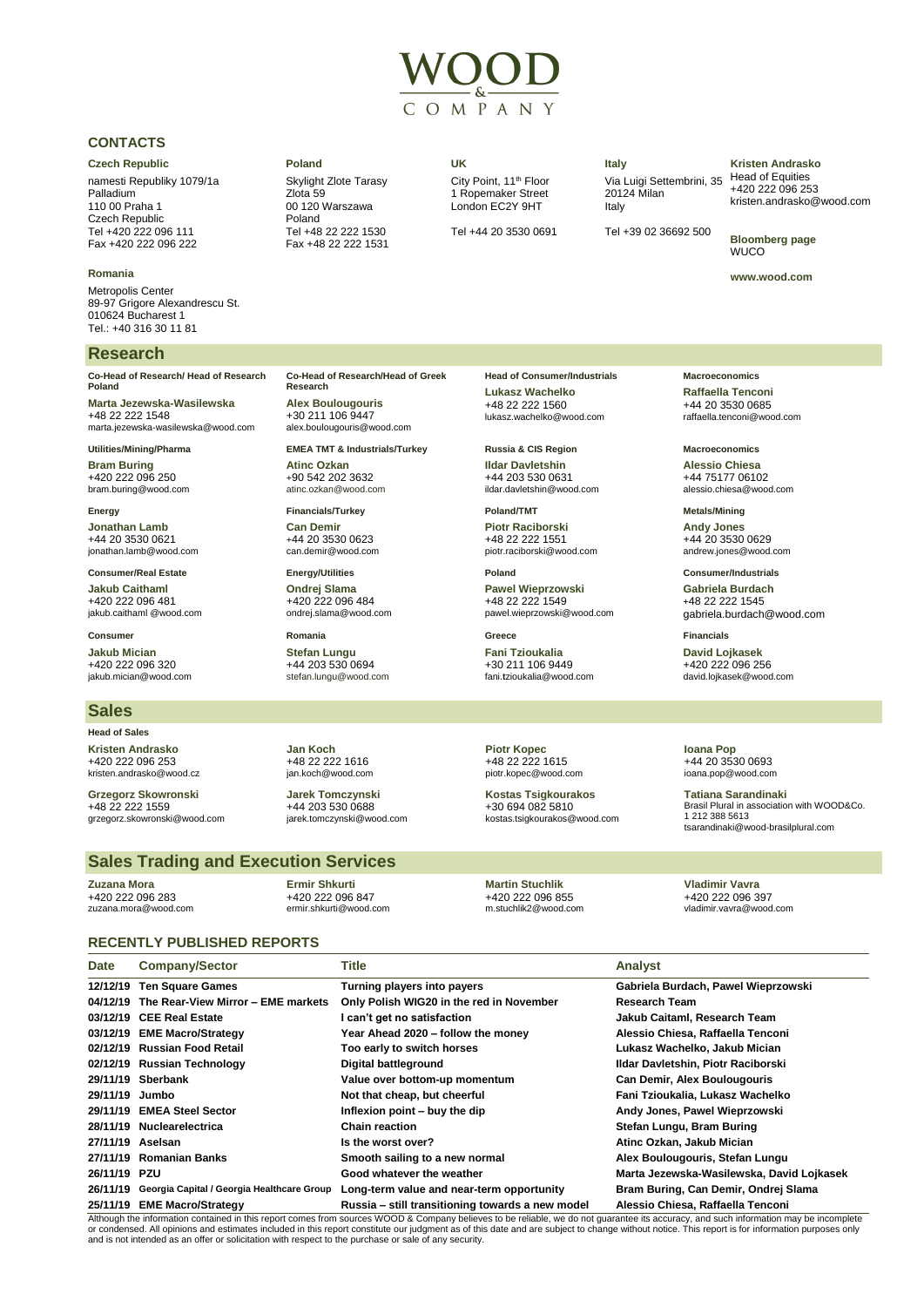# WOOD & COMPANY

## CONTACTS

**Czech Republic**
namesti Republiky 1079/1a
Palladium
110 00 Praha 1
Czech Republic
Tel +420 222 096 111
Fax +420 222 096 222

**Poland**
Skylight Zlote Tarasy
Zlota 59
00 120 Warszawa
Poland
Tel +48 22 222 1530
Fax +48 22 222 1531

**UK**
City Point, 11th Floor
1 Ropemaker Street
London EC2Y 9HT

Tel +44 20 3530 0691

**Italy**
Via Luigi Settembrini, 35
20124 Milan
Italy

Tel +39 02 36692 500

**Kristen Andrasko**
Head of Equities
+420 222 096 253
kristen.andrasko@wood.com

**Bloomberg page**
WUCO

**www.wood.com**

**Romania**
Metropolis Center
89-97 Grigore Alexandrescu St.
010624 Bucharest 1
Tel.: +40 316 30 11 81

## Research

**Co-Head of Research/ Head of Research Poland**
**Marta Jezewska-Wasilewska**
+48 22 222 1548
marta.jezewska-wasilewska@wood.com

**Co-Head of Research/Head of Greek Research**
**Alex Boulougouris**
+30 211 106 9447
alex.boulougouris@wood.com

**Head of Consumer/Industrials**
**Lukasz Wachelko**
+48 22 222 1560
lukasz.wachelko@wood.com

**Macroeconomics**
**Raffaella Tenconi**
+44 20 3530 0685
raffaella.tenconi@wood.com

**Utilities/Mining/Pharma**
**Bram Buring**
+420 222 096 250
bram.buring@wood.com

**EMEA TMT & Industrials/Turkey**
**Atinc Ozkan**
+90 542 202 3632
atinc.ozkan@wood.com

**Russia & CIS Region**
**Ildar Davletshin**
+44 203 530 0631
ildar.davletshin@wood.com

**Macroeconomics**
**Alessio Chiesa**
+44 75177 06102
alessio.chiesa@wood.com

**Energy**
**Jonathan Lamb**
+44 20 3530 0621
jonathan.lamb@wood.com

**Financials/Turkey**
**Can Demir**
+44 20 3530 0623
can.demir@wood.com

**Poland/TMT**
**Piotr Raciborski**
+48 22 222 1551
piotr.raciborski@wood.com

**Metals/Mining**
**Andy Jones**
+44 20 3530 0629
andrew.jones@wood.com

**Consumer/Real Estate**
**Jakub Caithaml**
+420 222 096 481
jakub.caithaml @wood.com

**Energy/Utilities**
**Ondrej Slama**
+420 222 096 484
ondrej.slama@wood.com

**Poland**
**Pawel Wieprzowski**
+48 22 222 1549
pawel.wieprzowski@wood.com

**Consumer/Industrials**
**Gabriela Burdach**
+48 22 222 1545
gabriela.burdach@wood.com

**Consumer**
**Jakub Mician**
+420 222 096 320
jakub.mician@wood.com

**Romania**
**Stefan Lungu**
+44 203 530 0694
stefan.lungu@wood.com

**Greece**
**Fani Tzioukalia**
+30 211 106 9449
fani.tzioukalia@wood.com

**Financials**
**David Lojkasek**
+420 222 096 256
david.lojkasek@wood.com

## Sales

**Head of Sales**
**Kristen Andrasko**
+420 222 096 253
kristen.andrasko@wood.cz

**Jan Koch**
+48 22 222 1616
jan.koch@wood.com

**Piotr Kopec**
+48 22 222 1615
piotr.kopec@wood.com

**Ioana Pop**
+44 20 3530 0693
ioana.pop@wood.com

**Grzegorz Skowronski**
+48 22 222 1559
grzegorz.skowronski@wood.com

**Jarek Tomczynski**
+44 203 530 0688
jarek.tomczynski@wood.com

**Kostas Tsigkourakos**
+30 694 082 5810
kostas.tsigkourakos@wood.com

**Tatiana Sarandinaki**
Brasil Plural in association with WOOD&Co.
1 212 388 5613
tsarandinaki@wood-brasilplural.com

## Sales Trading and Execution Services

**Zuzana Mora**
+420 222 096 283
zuzana.mora@wood.com

**Ermir Shkurti**
+420 222 096 847
ermir.shkurti@wood.com

**Martin Stuchlik**
+420 222 096 855
m.stuchlik2@wood.com

**Vladimir Vavra**
+420 222 096 397
vladimir.vavra@wood.com

## RECENTLY PUBLISHED REPORTS

| Date | Company/Sector | Title | Analyst |
|---|---|---|---|
| 12/12/19 | Ten Square Games | Turning players into payers | Gabriela Burdach, Pawel Wieprzowski |
| 04/12/19 | The Rear-View Mirror – EME markets | Only Polish WIG20 in the red in November | Research Team |
| 03/12/19 | CEE Real Estate | I can't get no satisfaction | Jakub Caitaml, Research Team |
| 03/12/19 | EME Macro/Strategy | Year Ahead 2020 – follow the money | Alessio Chiesa, Raffaela Tenconi |
| 02/12/19 | Russian Food Retail | Too early to switch horses | Lukasz Wachelko, Jakub Mician |
| 02/12/19 | Russian Technology | Digital battleground | Ildar Davletshin, Piotr Raciborski |
| 29/11/19 | Sberbank | Value over bottom-up momentum | Can Demir, Alex Boulougouris |
| 29/11/19 | Jumbo | Not that cheap, but cheerful | Fani Tzioukalia, Lukasz Wachelko |
| 29/11/19 | EMEA Steel Sector | Inflexion point – buy the dip | Andy Jones, Pawel Wieprzowski |
| 28/11/19 | Nuclearelectrica | Chain reaction | Stefan Lungu, Bram Buring |
| 27/11/19 | Aselsan | Is the worst over? | Atinc Ozkan, Jakub Mician |
| 27/11/19 | Romanian Banks | Smooth sailing to a new normal | Alex Boulougouris, Stefan Lungu |
| 26/11/19 | PZU | Good whatever the weather | Marta Jezewska-Wasilewska, David Lojkasek |
| 26/11/19 | Georgia Capital / Georgia Healthcare Group | Long-term value and near-term opportunity | Bram Buring, Can Demir, Ondrej Slama |
| 25/11/19 | EME Macro/Strategy | Russia – still transitioning towards a new model | Alessio Chiesa, Raffaela Tenconi |

Although the information contained in this report comes from sources WOOD & Company believes to be reliable, we do not guarantee its accuracy, and such information may be incomplete or condensed. All opinions and estimates included in this report constitute our judgment as of this date and are subject to change without notice. This report is for information purposes only and is not intended as an offer or solicitation with respect to the purchase or sale of any security.